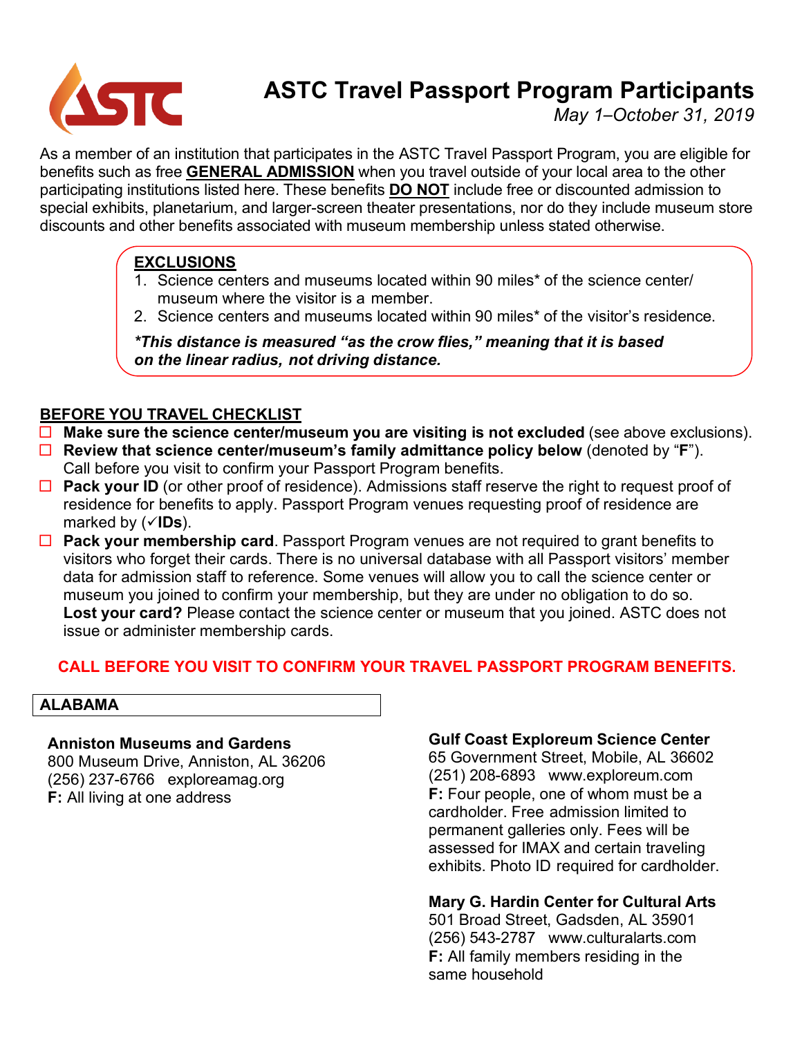# ASTC Travel Passport Program Participants

*May 1–October 31, 2019*

As a member of an institution that participates in the ASTC Travel Passport Program, you are eligible for benefits such as free **GENERAL ADMISSION** when you travel outside of your local area to the other participating institutions listed here. These benefits **DO NOT** include free or discounted admission to special exhibits, planetarium, and larger-screen theater presentations, nor do they include museum store discounts and other benefits associated with museum membership unless stated otherwise.

**EXCLUSIONS**

1. Science centers and museums located within 90 miles* of the science center/ museum where the visitor is a member.
2. Science centers and museums located within 90 miles* of the visitor's residence.

***This distance is measured "as the crow flies," meaning that it is based on the linear radius, not driving distance.***

**BEFORE YOU TRAVEL CHECKLIST**

- ☐ **Make sure the science center/museum you are visiting is not excluded** (see above exclusions).
- ☐ **Review that science center/museum's family admittance policy below** (denoted by "**F**"). Call before you visit to confirm your Passport Program benefits.
- ☐ **Pack your ID** (or other proof of residence). Admissions staff reserve the right to request proof of residence for benefits to apply. Passport Program venues requesting proof of residence are marked by (✓**IDs**).
- ☐ **Pack your membership card**. Passport Program venues are not required to grant benefits to visitors who forget their cards. There is no universal database with all Passport visitors' member data for admission staff to reference. Some venues will allow you to call the science center or museum you joined to confirm your membership, but they are under no obligation to do so. **Lost your card?** Please contact the science center or museum that you joined. ASTC does not issue or administer membership cards.

**CALL BEFORE YOU VISIT TO CONFIRM YOUR TRAVEL PASSPORT PROGRAM BENEFITS.**

## ALABAMA

**Anniston Museums and Gardens**
800 Museum Drive, Anniston, AL 36206
(256) 237-6766 exploreamag.org
**F:** All living at one address

**Gulf Coast Exploreum Science Center**
65 Government Street, Mobile, AL 36602
(251) 208-6893 www.exploreum.com
**F:** Four people, one of whom must be a cardholder. Free admission limited to permanent galleries only. Fees will be assessed for IMAX and certain traveling exhibits. Photo ID required for cardholder.

**Mary G. Hardin Center for Cultural Arts**
501 Broad Street, Gadsden, AL 35901
(256) 543-2787 www.culturalarts.com
**F:** All family members residing in the same household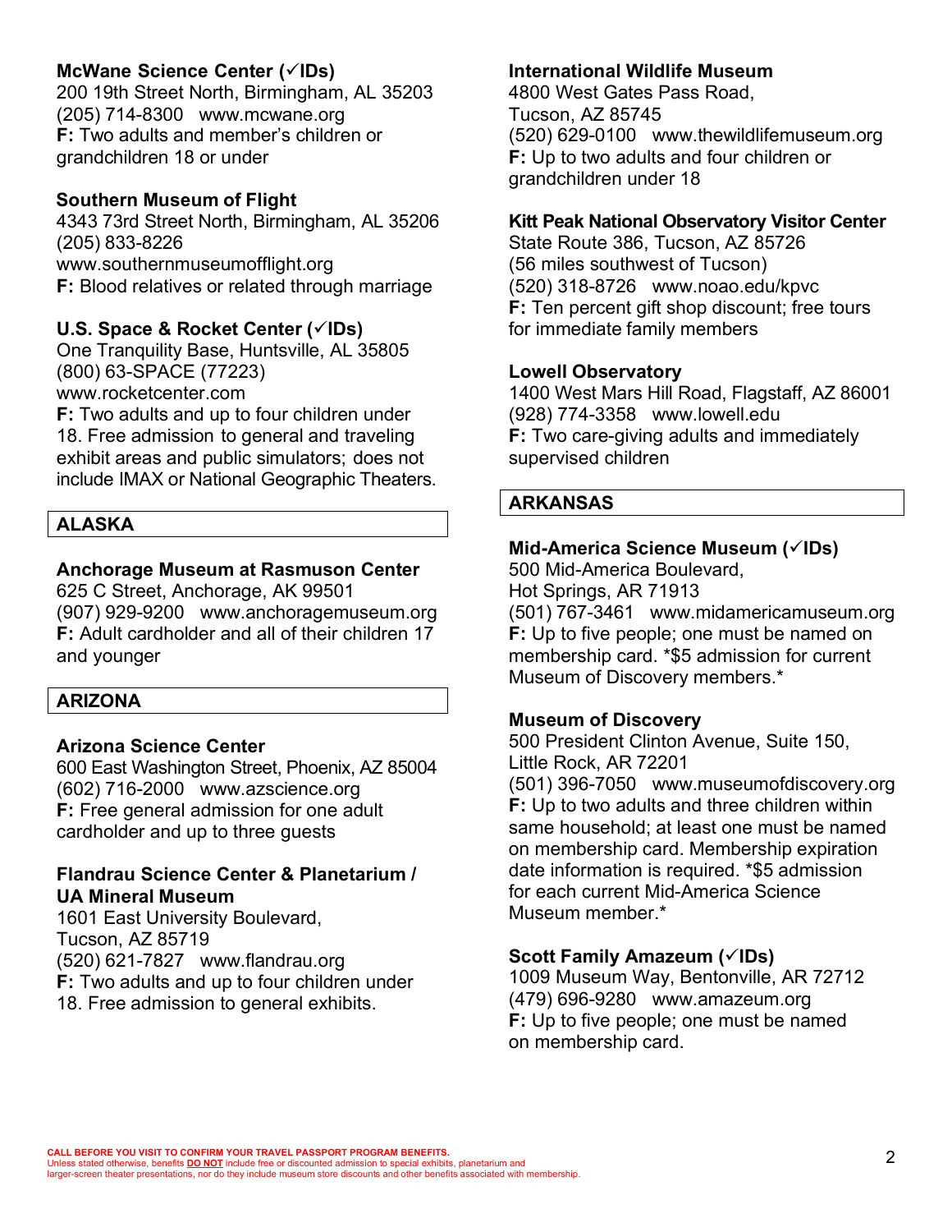**McWane Science Center (✓IDs)**
200 19th Street North, Birmingham, AL 35203
(205) 714-8300 www.mcwane.org
**F:** Two adults and member's children or grandchildren 18 or under

**Southern Museum of Flight**
4343 73rd Street North, Birmingham, AL 35206
(205) 833-8226
www.southernmuseumofflight.org
**F:** Blood relatives or related through marriage

**U.S. Space & Rocket Center (✓IDs)**
One Tranquility Base, Huntsville, AL 35805
(800) 63-SPACE (77223)
www.rocketcenter.com
**F:** Two adults and up to four children under 18. Free admission to general and traveling exhibit areas and public simulators; does not include IMAX or National Geographic Theaters.

## ALASKA

**Anchorage Museum at Rasmuson Center**
625 C Street, Anchorage, AK 99501
(907) 929-9200 www.anchoragemuseum.org
**F:** Adult cardholder and all of their children 17 and younger

## ARIZONA

**Arizona Science Center**
600 East Washington Street, Phoenix, AZ 85004
(602) 716-2000 www.azscience.org
**F:** Free general admission for one adult cardholder and up to three guests

**Flandrau Science Center & Planetarium / UA Mineral Museum**
1601 East University Boulevard,
Tucson, AZ 85719
(520) 621-7827 www.flandrau.org
**F:** Two adults and up to four children under 18. Free admission to general exhibits.

**International Wildlife Museum**
4800 West Gates Pass Road,
Tucson, AZ 85745
(520) 629-0100 www.thewildlifemuseum.org
**F:** Up to two adults and four children or grandchildren under 18

**Kitt Peak National Observatory Visitor Center**
State Route 386, Tucson, AZ 85726
(56 miles southwest of Tucson)
(520) 318-8726 www.noao.edu/kpvc
**F:** Ten percent gift shop discount; free tours for immediate family members

**Lowell Observatory**
1400 West Mars Hill Road, Flagstaff, AZ 86001
(928) 774-3358 www.lowell.edu
**F:** Two care-giving adults and immediately supervised children

## ARKANSAS

**Mid-America Science Museum (✓IDs)**
500 Mid-America Boulevard,
Hot Springs, AR 71913
(501) 767-3461 www.midamericamuseum.org
**F:** Up to five people; one must be named on membership card. *$5 admission for current Museum of Discovery members.*

**Museum of Discovery**
500 President Clinton Avenue, Suite 150,
Little Rock, AR 72201
(501) 396-7050 www.museumofdiscovery.org
**F:** Up to two adults and three children within same household; at least one must be named on membership card. Membership expiration date information is required. *$5 admission for each current Mid-America Science Museum member.*

**Scott Family Amazeum (✓IDs)**
1009 Museum Way, Bentonville, AR 72712
(479) 696-9280 www.amazeum.org
**F:** Up to five people; one must be named on membership card.

**CALL BEFORE YOU VISIT TO CONFIRM YOUR TRAVEL PASSPORT PROGRAM BENEFITS.**
Unless stated otherwise, benefits **DO NOT** include free or discounted admission to special exhibits, planetarium and larger-screen theater presentations, nor do they include museum store discounts and other benefits associated with membership.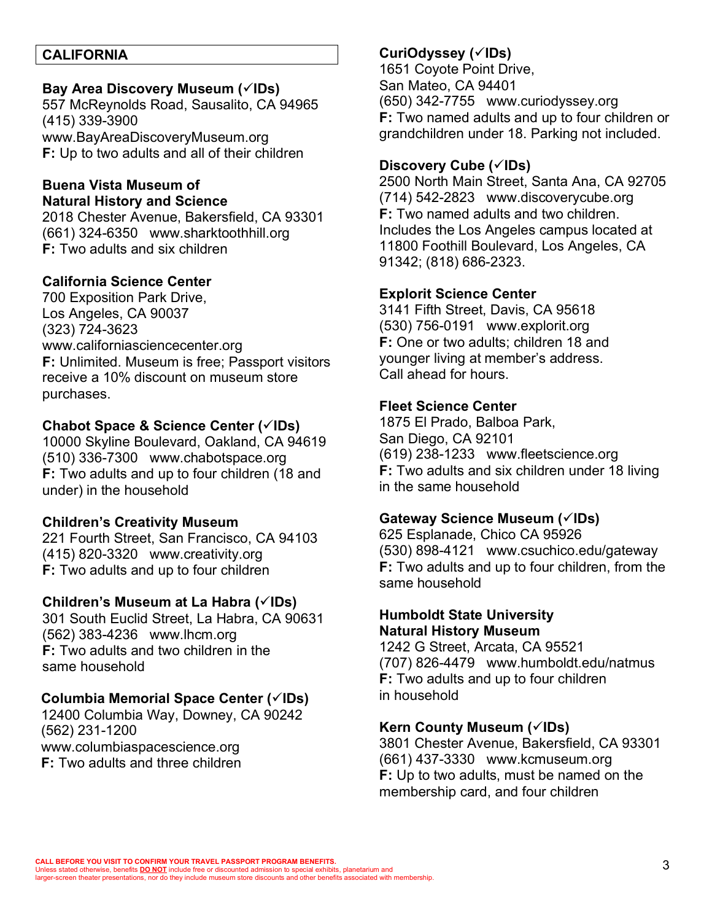## CALIFORNIA

**Bay Area Discovery Museum (✓IDs)**
557 McReynolds Road, Sausalito, CA 94965
(415) 339-3900
www.BayAreaDiscoveryMuseum.org
**F:** Up to two adults and all of their children

**Buena Vista Museum of Natural History and Science**
2018 Chester Avenue, Bakersfield, CA 93301
(661) 324-6350 www.sharktoothhill.org
**F:** Two adults and six children

**California Science Center**
700 Exposition Park Drive,
Los Angeles, CA 90037
(323) 724-3623
www.californiasciencecenter.org
**F:** Unlimited. Museum is free; Passport visitors receive a 10% discount on museum store purchases.

**Chabot Space & Science Center (✓IDs)**
10000 Skyline Boulevard, Oakland, CA 94619
(510) 336-7300 www.chabotspace.org
**F:** Two adults and up to four children (18 and under) in the household

**Children's Creativity Museum**
221 Fourth Street, San Francisco, CA 94103
(415) 820-3320 www.creativity.org
**F:** Two adults and up to four children

**Children's Museum at La Habra (✓IDs)**
301 South Euclid Street, La Habra, CA 90631
(562) 383-4236 www.lhcm.org
**F:** Two adults and two children in the same household

**Columbia Memorial Space Center (✓IDs)**
12400 Columbia Way, Downey, CA 90242
(562) 231-1200
www.columbiaspacescience.org
**F:** Two adults and three children

**CuriOdyssey (✓IDs)**
1651 Coyote Point Drive,
San Mateo, CA 94401
(650) 342-7755 www.curiodyssey.org
**F:** Two named adults and up to four children or grandchildren under 18. Parking not included.

**Discovery Cube (✓IDs)**
2500 North Main Street, Santa Ana, CA 92705
(714) 542-2823 www.discoverycube.org
**F:** Two named adults and two children. Includes the Los Angeles campus located at 11800 Foothill Boulevard, Los Angeles, CA 91342; (818) 686-2323.

**Explorit Science Center**
3141 Fifth Street, Davis, CA 95618
(530) 756-0191 www.explorit.org
**F:** One or two adults; children 18 and younger living at member's address. Call ahead for hours.

**Fleet Science Center**
1875 El Prado, Balboa Park,
San Diego, CA 92101
(619) 238-1233 www.fleetscience.org
**F:** Two adults and six children under 18 living in the same household

**Gateway Science Museum (✓IDs)**
625 Esplanade, Chico CA 95926
(530) 898-4121 www.csuchico.edu/gateway
**F:** Two adults and up to four children, from the same household

**Humboldt State University Natural History Museum**
1242 G Street, Arcata, CA 95521
(707) 826-4479 www.humboldt.edu/natmus
**F:** Two adults and up to four children in household

**Kern County Museum (✓IDs)**
3801 Chester Avenue, Bakersfield, CA 93301
(661) 437-3330 www.kcmuseum.org
**F:** Up to two adults, must be named on the membership card, and four children

**CALL BEFORE YOU VISIT TO CONFIRM YOUR TRAVEL PASSPORT PROGRAM BENEFITS.**
Unless stated otherwise, benefits **DO NOT** include free or discounted admission to special exhibits, planetarium and larger-screen theater presentations, nor do they include museum store discounts and other benefits associated with membership.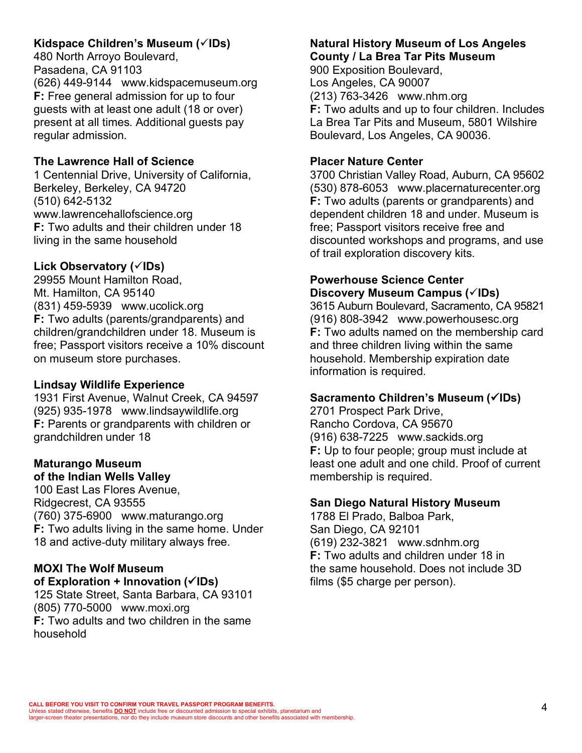**Kidspace Children's Museum (✓IDs)**
480 North Arroyo Boulevard,
Pasadena, CA 91103
(626) 449-9144 www.kidspacemuseum.org
**F:** Free general admission for up to four guests with at least one adult (18 or over) present at all times. Additional guests pay regular admission.

**The Lawrence Hall of Science**
1 Centennial Drive, University of California, Berkeley, Berkeley, CA 94720
(510) 642-5132
www.lawrencehallofscience.org
**F:** Two adults and their children under 18 living in the same household

**Lick Observatory (✓IDs)**
29955 Mount Hamilton Road,
Mt. Hamilton, CA 95140
(831) 459-5939 www.ucolick.org
**F:** Two adults (parents/grandparents) and children/grandchildren under 18. Museum is free; Passport visitors receive a 10% discount on museum store purchases.

**Lindsay Wildlife Experience**
1931 First Avenue, Walnut Creek, CA 94597
(925) 935-1978 www.lindsaywildlife.org
**F:** Parents or grandparents with children or grandchildren under 18

**Maturango Museum of the Indian Wells Valley**
100 East Las Flores Avenue,
Ridgecrest, CA 93555
(760) 375-6900 www.maturango.org
**F:** Two adults living in the same home. Under 18 and active-duty military always free.

**MOXI The Wolf Museum of Exploration + Innovation (✓IDs)**
125 State Street, Santa Barbara, CA 93101
(805) 770-5000 www.moxi.org
**F:** Two adults and two children in the same household

**Natural History Museum of Los Angeles County / La Brea Tar Pits Museum**
900 Exposition Boulevard,
Los Angeles, CA 90007
(213) 763-3426 www.nhm.org
**F:** Two adults and up to four children. Includes La Brea Tar Pits and Museum, 5801 Wilshire Boulevard, Los Angeles, CA 90036.

**Placer Nature Center**
3700 Christian Valley Road, Auburn, CA 95602
(530) 878-6053 www.placernaturecenter.org
**F:** Two adults (parents or grandparents) and dependent children 18 and under. Museum is free; Passport visitors receive free and discounted workshops and programs, and use of trail exploration discovery kits.

**Powerhouse Science Center Discovery Museum Campus (✓IDs)**
3615 Auburn Boulevard, Sacramento, CA 95821
(916) 808-3942 www.powerhousesc.org
**F:** Two adults named on the membership card and three children living within the same household. Membership expiration date information is required.

**Sacramento Children's Museum (✓IDs)**
2701 Prospect Park Drive,
Rancho Cordova, CA 95670
(916) 638-7225 www.sackids.org
**F:** Up to four people; group must include at least one adult and one child. Proof of current membership is required.

**San Diego Natural History Museum**
1788 El Prado, Balboa Park,
San Diego, CA 92101
(619) 232-3821 www.sdnhm.org
**F:** Two adults and children under 18 in the same household. Does not include 3D films ($5 charge per person).

**CALL BEFORE YOU VISIT TO CONFIRM YOUR TRAVEL PASSPORT PROGRAM BENEFITS.**
Unless stated otherwise, benefits **DO NOT** include free or discounted admission to special exhibits, planetarium and larger-screen theater presentations, nor do they include museum store discounts and other benefits associated with membership.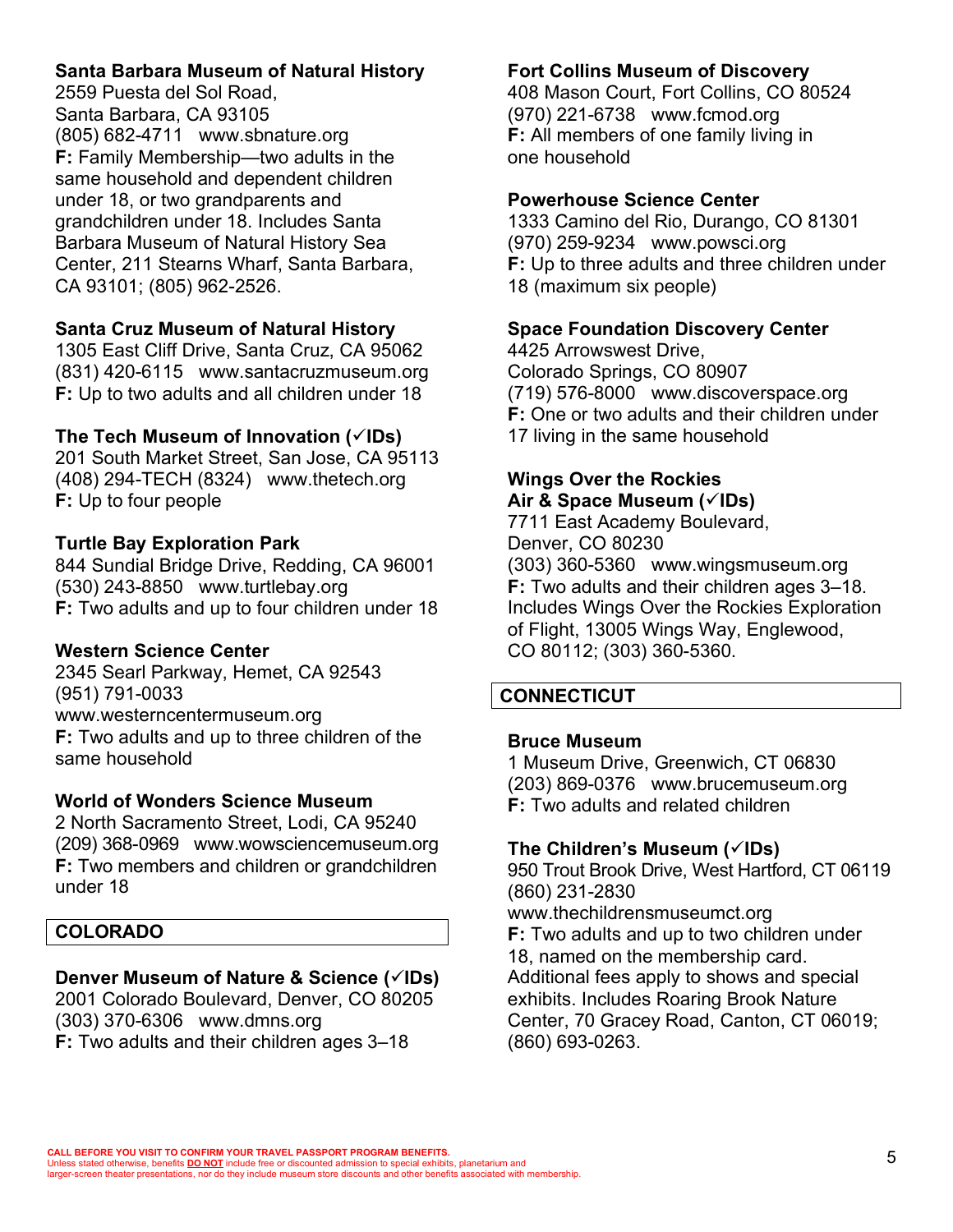**Santa Barbara Museum of Natural History**
2559 Puesta del Sol Road,
Santa Barbara, CA 93105
(805) 682-4711 www.sbnature.org
**F:** Family Membership—two adults in the same household and dependent children under 18, or two grandparents and grandchildren under 18. Includes Santa Barbara Museum of Natural History Sea Center, 211 Stearns Wharf, Santa Barbara, CA 93101; (805) 962-2526.

**Santa Cruz Museum of Natural History**
1305 East Cliff Drive, Santa Cruz, CA 95062
(831) 420-6115 www.santacruzmuseum.org
**F:** Up to two adults and all children under 18

**The Tech Museum of Innovation (✓IDs)**
201 South Market Street, San Jose, CA 95113
(408) 294-TECH (8324) www.thetech.org
**F:** Up to four people

**Turtle Bay Exploration Park**
844 Sundial Bridge Drive, Redding, CA 96001
(530) 243-8850 www.turtlebay.org
**F:** Two adults and up to four children under 18

**Western Science Center**
2345 Searl Parkway, Hemet, CA 92543
(951) 791-0033
www.westerncentermuseum.org
**F:** Two adults and up to three children of the same household

**World of Wonders Science Museum**
2 North Sacramento Street, Lodi, CA 95240
(209) 368-0969 www.wowsciencemuseum.org
**F:** Two members and children or grandchildren under 18

## COLORADO

**Denver Museum of Nature & Science (✓IDs)**
2001 Colorado Boulevard, Denver, CO 80205
(303) 370-6306 www.dmns.org
**F:** Two adults and their children ages 3–18

**Fort Collins Museum of Discovery**
408 Mason Court, Fort Collins, CO 80524
(970) 221-6738 www.fcmod.org
**F:** All members of one family living in one household

**Powerhouse Science Center**
1333 Camino del Rio, Durango, CO 81301
(970) 259-9234 www.powsci.org
**F:** Up to three adults and three children under 18 (maximum six people)

**Space Foundation Discovery Center**
4425 Arrowswest Drive,
Colorado Springs, CO 80907
(719) 576-8000 www.discoverspace.org
**F:** One or two adults and their children under 17 living in the same household

**Wings Over the Rockies Air & Space Museum (✓IDs)**
7711 East Academy Boulevard,
Denver, CO 80230
(303) 360-5360 www.wingsmuseum.org
**F:** Two adults and their children ages 3–18. Includes Wings Over the Rockies Exploration of Flight, 13005 Wings Way, Englewood, CO 80112; (303) 360-5360.

## CONNECTICUT

**Bruce Museum**
1 Museum Drive, Greenwich, CT 06830
(203) 869-0376 www.brucemuseum.org
**F:** Two adults and related children

**The Children's Museum (✓IDs)**
950 Trout Brook Drive, West Hartford, CT 06119
(860) 231-2830
www.thechildrensmuseumct.org
**F:** Two adults and up to two children under 18, named on the membership card. Additional fees apply to shows and special exhibits. Includes Roaring Brook Nature Center, 70 Gracey Road, Canton, CT 06019; (860) 693-0263.

CALL BEFORE YOU VISIT TO CONFIRM YOUR TRAVEL PASSPORT PROGRAM BENEFITS.
Unless stated otherwise, benefits **DO NOT** include free or discounted admission to special exhibits, planetarium and larger-screen theater presentations, nor do they include museum store discounts and other benefits associated with membership.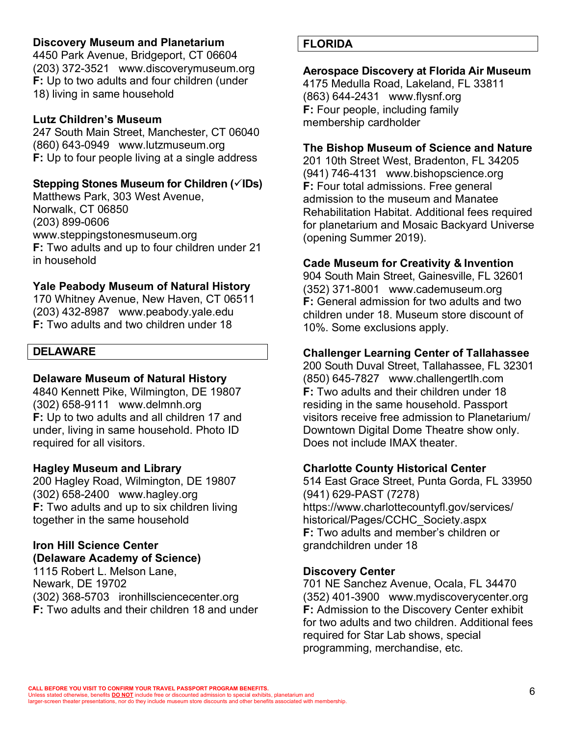**Discovery Museum and Planetarium**
4450 Park Avenue, Bridgeport, CT 06604
(203) 372-3521 www.discoverymuseum.org
**F:** Up to two adults and four children (under 18) living in same household

**Lutz Children's Museum**
247 South Main Street, Manchester, CT 06040
(860) 643-0949 www.lutzmuseum.org
**F:** Up to four people living at a single address

**Stepping Stones Museum for Children (✓IDs)**
Matthews Park, 303 West Avenue,
Norwalk, CT 06850
(203) 899-0606
www.steppingstonesmuseum.org
**F:** Two adults and up to four children under 21 in household

**Yale Peabody Museum of Natural History**
170 Whitney Avenue, New Haven, CT 06511
(203) 432-8987 www.peabody.yale.edu
**F:** Two adults and two children under 18

## DELAWARE

**Delaware Museum of Natural History**
4840 Kennett Pike, Wilmington, DE 19807
(302) 658-9111 www.delmnh.org
**F:** Up to two adults and all children 17 and under, living in same household. Photo ID required for all visitors.

**Hagley Museum and Library**
200 Hagley Road, Wilmington, DE 19807
(302) 658-2400 www.hagley.org
**F:** Two adults and up to six children living together in the same household

**Iron Hill Science Center (Delaware Academy of Science)**
1115 Robert L. Melson Lane,
Newark, DE 19702
(302) 368-5703 ironhillsciencecenter.org
**F:** Two adults and their children 18 and under

## FLORIDA

**Aerospace Discovery at Florida Air Museum**
4175 Medulla Road, Lakeland, FL 33811
(863) 644-2431 www.flysnf.org
**F:** Four people, including family membership cardholder

**The Bishop Museum of Science and Nature**
201 10th Street West, Bradenton, FL 34205
(941) 746-4131 www.bishopscience.org
**F:** Four total admissions. Free general admission to the museum and Manatee Rehabilitation Habitat. Additional fees required for planetarium and Mosaic Backyard Universe (opening Summer 2019).

**Cade Museum for Creativity & Invention**
904 South Main Street, Gainesville, FL 32601
(352) 371-8001 www.cademuseum.org
**F:** General admission for two adults and two children under 18. Museum store discount of 10%. Some exclusions apply.

**Challenger Learning Center of Tallahassee**
200 South Duval Street, Tallahassee, FL 32301
(850) 645-7827 www.challengertlh.com
**F:** Two adults and their children under 18 residing in the same household. Passport visitors receive free admission to Planetarium/ Downtown Digital Dome Theatre show only. Does not include IMAX theater.

**Charlotte County Historical Center**
514 East Grace Street, Punta Gorda, FL 33950
(941) 629-PAST (7278)
https://www.charlottecountyfl.gov/services/historical/Pages/CCHC_Society.aspx
**F:** Two adults and member's children or grandchildren under 18

**Discovery Center**
701 NE Sanchez Avenue, Ocala, FL 34470
(352) 401-3900 www.mydiscoverycenter.org
**F:** Admission to the Discovery Center exhibit for two adults and two children. Additional fees required for Star Lab shows, special programming, merchandise, etc.

**CALL BEFORE YOU VISIT TO CONFIRM YOUR TRAVEL PASSPORT PROGRAM BENEFITS.**
Unless stated otherwise, benefits **DO NOT** include free or discounted admission to special exhibits, planetarium and larger-screen theater presentations, nor do they include museum store discounts and other benefits associated with membership.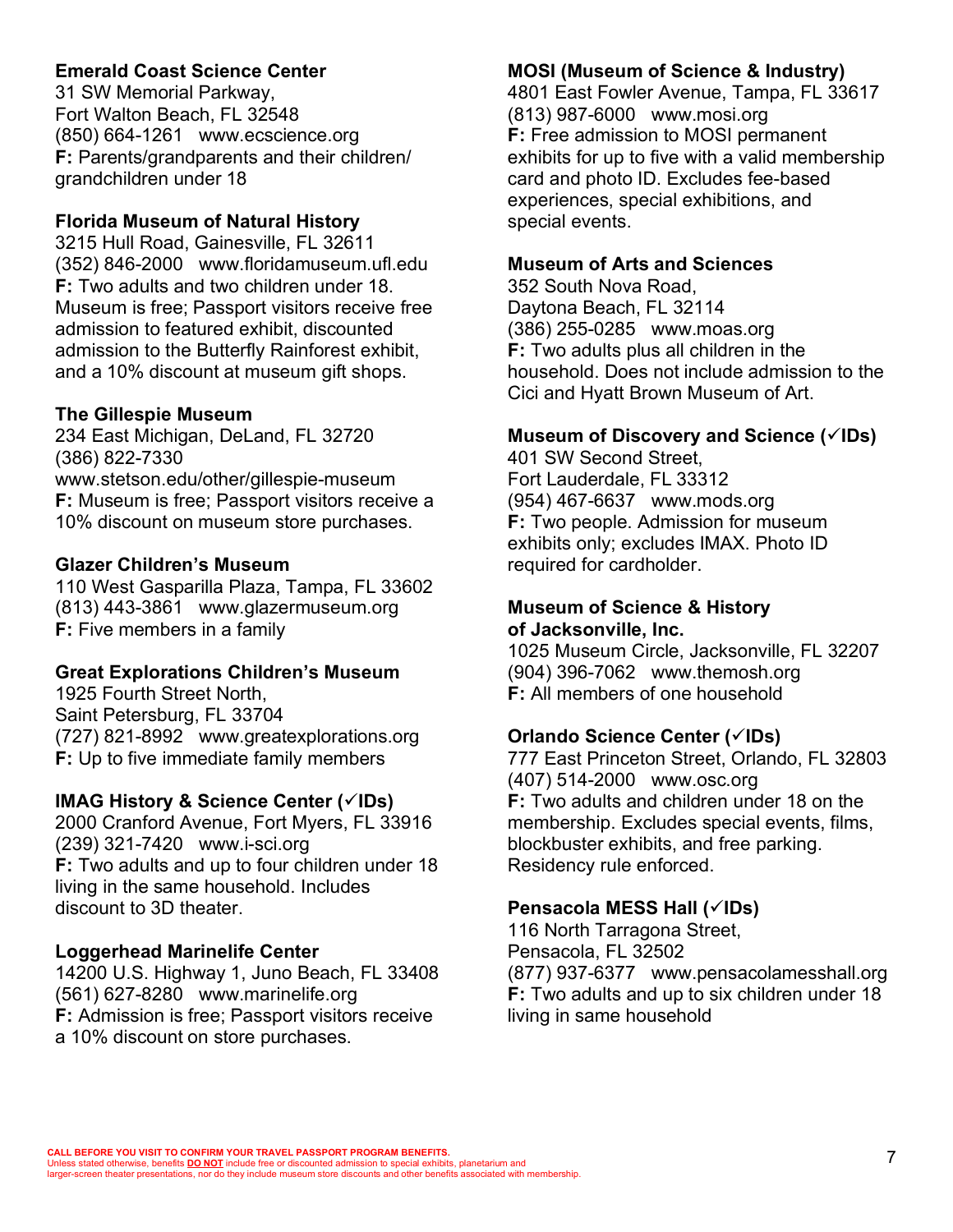**Emerald Coast Science Center**
31 SW Memorial Parkway,
Fort Walton Beach, FL 32548
(850) 664-1261 www.ecscience.org
**F:** Parents/grandparents and their children/grandchildren under 18

**Florida Museum of Natural History**
3215 Hull Road, Gainesville, FL 32611
(352) 846-2000 www.floridamuseum.ufl.edu
**F:** Two adults and two children under 18. Museum is free; Passport visitors receive free admission to featured exhibit, discounted admission to the Butterfly Rainforest exhibit, and a 10% discount at museum gift shops.

**The Gillespie Museum**
234 East Michigan, DeLand, FL 32720
(386) 822-7330
www.stetson.edu/other/gillespie-museum
**F:** Museum is free; Passport visitors receive a 10% discount on museum store purchases.

**Glazer Children's Museum**
110 West Gasparilla Plaza, Tampa, FL 33602
(813) 443-3861 www.glazermuseum.org
**F:** Five members in a family

**Great Explorations Children's Museum**
1925 Fourth Street North,
Saint Petersburg, FL 33704
(727) 821-8992 www.greatexplorations.org
**F:** Up to five immediate family members

**IMAG History & Science Center (✓IDs)**
2000 Cranford Avenue, Fort Myers, FL 33916
(239) 321-7420 www.i-sci.org
**F:** Two adults and up to four children under 18 living in the same household. Includes discount to 3D theater.

**Loggerhead Marinelife Center**
14200 U.S. Highway 1, Juno Beach, FL 33408
(561) 627-8280 www.marinelife.org
**F:** Admission is free; Passport visitors receive a 10% discount on store purchases.

**MOSI (Museum of Science & Industry)**
4801 East Fowler Avenue, Tampa, FL 33617
(813) 987-6000 www.mosi.org
**F:** Free admission to MOSI permanent exhibits for up to five with a valid membership card and photo ID. Excludes fee-based experiences, special exhibitions, and special events.

**Museum of Arts and Sciences**
352 South Nova Road,
Daytona Beach, FL 32114
(386) 255-0285 www.moas.org
**F:** Two adults plus all children in the household. Does not include admission to the Cici and Hyatt Brown Museum of Art.

**Museum of Discovery and Science (✓IDs)**
401 SW Second Street,
Fort Lauderdale, FL 33312
(954) 467-6637 www.mods.org
**F:** Two people. Admission for museum exhibits only; excludes IMAX. Photo ID required for cardholder.

**Museum of Science & History of Jacksonville, Inc.**
1025 Museum Circle, Jacksonville, FL 32207
(904) 396-7062 www.themosh.org
**F:** All members of one household

**Orlando Science Center (✓IDs)**
777 East Princeton Street, Orlando, FL 32803
(407) 514-2000 www.osc.org
**F:** Two adults and children under 18 on the membership. Excludes special events, films, blockbuster exhibits, and free parking. Residency rule enforced.

**Pensacola MESS Hall (✓IDs)**
116 North Tarragona Street,
Pensacola, FL 32502
(877) 937-6377 www.pensacolamesshall.org
**F:** Two adults and up to six children under 18 living in same household

**CALL BEFORE YOU VISIT TO CONFIRM YOUR TRAVEL PASSPORT PROGRAM BENEFITS.**
Unless stated otherwise, benefits **DO NOT** include free or discounted admission to special exhibits, planetarium and larger-screen theater presentations, nor do they include museum store discounts and other benefits associated with membership.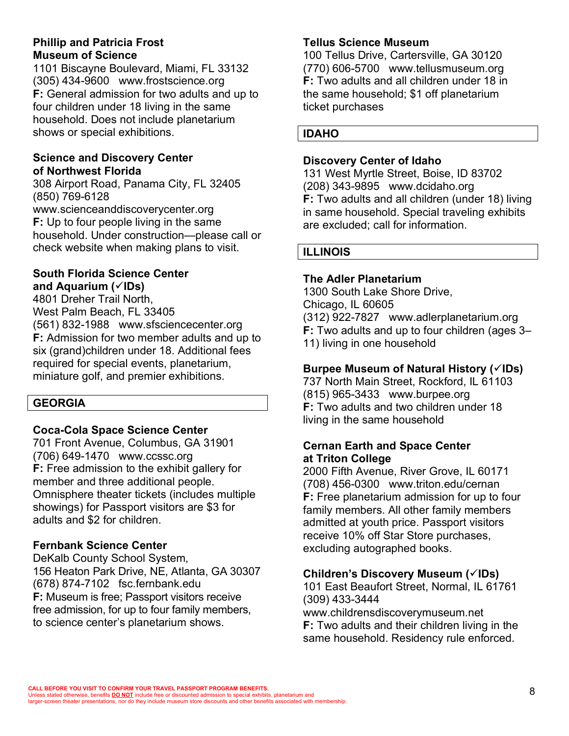**Phillip and Patricia Frost Museum of Science**
1101 Biscayne Boulevard, Miami, FL 33132
(305) 434-9600 www.frostscience.org
**F:** General admission for two adults and up to four children under 18 living in the same household. Does not include planetarium shows or special exhibitions.

**Science and Discovery Center of Northwest Florida**
308 Airport Road, Panama City, FL 32405
(850) 769-6128
www.scienceanddiscoverycenter.org
**F:** Up to four people living in the same household. Under construction—please call or check website when making plans to visit.

**South Florida Science Center and Aquarium (✓IDs)**
4801 Dreher Trail North,
West Palm Beach, FL 33405
(561) 832-1988 www.sfsciencecenter.org
**F:** Admission for two member adults and up to six (grand)children under 18. Additional fees required for special events, planetarium, miniature golf, and premier exhibitions.

## GEORGIA

**Coca-Cola Space Science Center**
701 Front Avenue, Columbus, GA 31901
(706) 649-1470 www.ccssc.org
**F:** Free admission to the exhibit gallery for member and three additional people. Omnisphere theater tickets (includes multiple showings) for Passport visitors are $3 for adults and $2 for children.

**Fernbank Science Center**
DeKalb County School System,
156 Heaton Park Drive, NE, Atlanta, GA 30307
(678) 874-7102 fsc.fernbank.edu
**F:** Museum is free; Passport visitors receive free admission, for up to four family members, to science center's planetarium shows.

**Tellus Science Museum**
100 Tellus Drive, Cartersville, GA 30120
(770) 606-5700 www.tellusmuseum.org
**F:** Two adults and all children under 18 in the same household; $1 off planetarium ticket purchases

## IDAHO

**Discovery Center of Idaho**
131 West Myrtle Street, Boise, ID 83702
(208) 343-9895 www.dcidaho.org
**F:** Two adults and all children (under 18) living in same household. Special traveling exhibits are excluded; call for information.

## ILLINOIS

**The Adler Planetarium**
1300 South Lake Shore Drive,
Chicago, IL 60605
(312) 922-7827 www.adlerplanetarium.org
**F:** Two adults and up to four children (ages 3–11) living in one household

**Burpee Museum of Natural History (✓IDs)**
737 North Main Street, Rockford, IL 61103
(815) 965-3433 www.burpee.org
**F:** Two adults and two children under 18 living in the same household

**Cernan Earth and Space Center at Triton College**
2000 Fifth Avenue, River Grove, IL 60171
(708) 456-0300 www.triton.edu/cernan
**F:** Free planetarium admission for up to four family members. All other family members admitted at youth price. Passport visitors receive 10% off Star Store purchases, excluding autographed books.

**Children's Discovery Museum (✓IDs)**
101 East Beaufort Street, Normal, IL 61761
(309) 433-3444
www.childrensdiscoverymuseum.net
**F:** Two adults and their children living in the same household. Residency rule enforced.

CALL BEFORE YOU VISIT TO CONFIRM YOUR TRAVEL PASSPORT PROGRAM BENEFITS.
Unless stated otherwise, benefits **DO NOT** include free or discounted admission to special exhibits, planetarium and larger-screen theater presentations, nor do they include museum store discounts and other benefits associated with membership.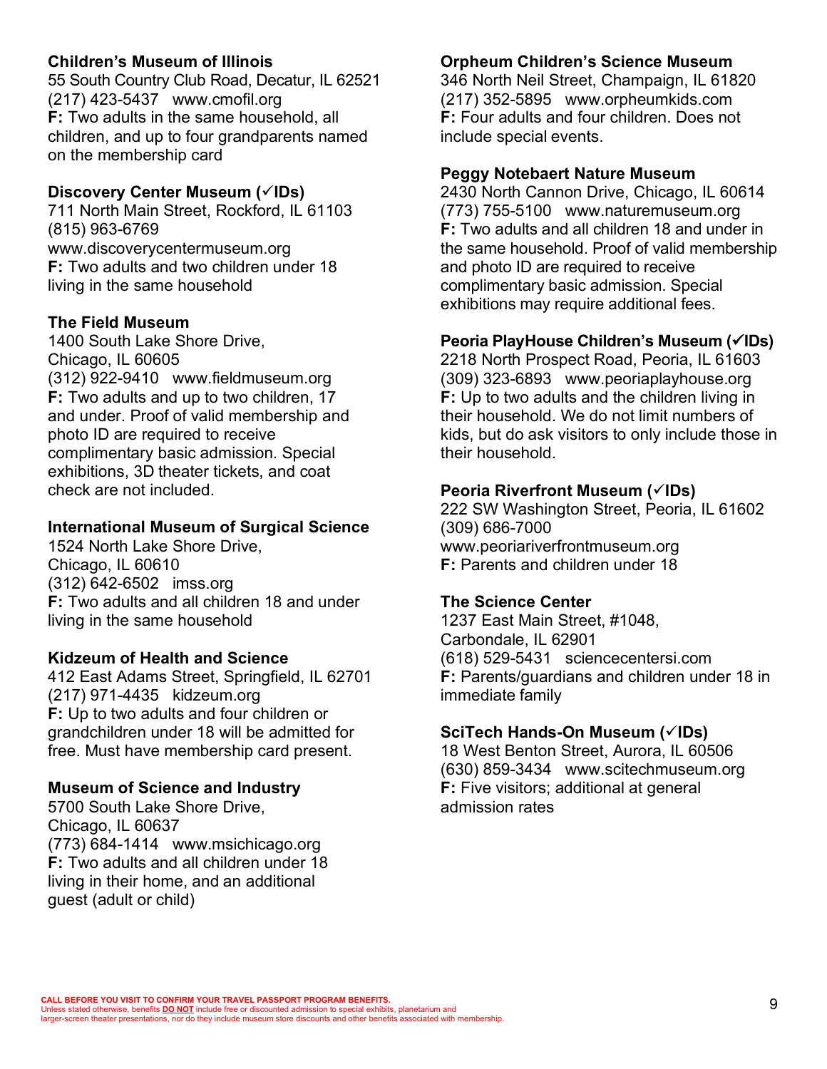**Children's Museum of Illinois**
55 South Country Club Road, Decatur, IL 62521
(217) 423-5437 www.cmofil.org
**F:** Two adults in the same household, all children, and up to four grandparents named on the membership card

**Discovery Center Museum (✓IDs)**
711 North Main Street, Rockford, IL 61103
(815) 963-6769
www.discoverycentermuseum.org
**F:** Two adults and two children under 18 living in the same household

**The Field Museum**
1400 South Lake Shore Drive,
Chicago, IL 60605
(312) 922-9410 www.fieldmuseum.org
**F:** Two adults and up to two children, 17 and under. Proof of valid membership and photo ID are required to receive complimentary basic admission. Special exhibitions, 3D theater tickets, and coat check are not included.

**International Museum of Surgical Science**
1524 North Lake Shore Drive,
Chicago, IL 60610
(312) 642-6502 imss.org
**F:** Two adults and all children 18 and under living in the same household

**Kidzeum of Health and Science**
412 East Adams Street, Springfield, IL 62701
(217) 971-4435 kidzeum.org
**F:** Up to two adults and four children or grandchildren under 18 will be admitted for free. Must have membership card present.

**Museum of Science and Industry**
5700 South Lake Shore Drive,
Chicago, IL 60637
(773) 684-1414 www.msichicago.org
**F:** Two adults and all children under 18 living in their home, and an additional guest (adult or child)

**Orpheum Children's Science Museum**
346 North Neil Street, Champaign, IL 61820
(217) 352-5895 www.orpheumkids.com
**F:** Four adults and four children. Does not include special events.

**Peggy Notebaert Nature Museum**
2430 North Cannon Drive, Chicago, IL 60614
(773) 755-5100 www.naturemuseum.org
**F:** Two adults and all children 18 and under in the same household. Proof of valid membership and photo ID are required to receive complimentary basic admission. Special exhibitions may require additional fees.

**Peoria PlayHouse Children's Museum (✓IDs)**
2218 North Prospect Road, Peoria, IL 61603
(309) 323-6893 www.peoriaplayhouse.org
**F:** Up to two adults and the children living in their household. We do not limit numbers of kids, but do ask visitors to only include those in their household.

**Peoria Riverfront Museum (✓IDs)**
222 SW Washington Street, Peoria, IL 61602
(309) 686-7000
www.peoriariverfrontmuseum.org
**F:** Parents and children under 18

**The Science Center**
1237 East Main Street, #1048,
Carbondale, IL 62901
(618) 529-5431 sciencecentersi.com
**F:** Parents/guardians and children under 18 in immediate family

**SciTech Hands-On Museum (✓IDs)**
18 West Benton Street, Aurora, IL 60506
(630) 859-3434 www.scitechmuseum.org
**F:** Five visitors; additional at general admission rates

**CALL BEFORE YOU VISIT TO CONFIRM YOUR TRAVEL PASSPORT PROGRAM BENEFITS.**
Unless stated otherwise, benefits **DO NOT** include free or discounted admission to special exhibits, planetarium and larger-screen theater presentations, nor do they include museum store discounts and other benefits associated with membership.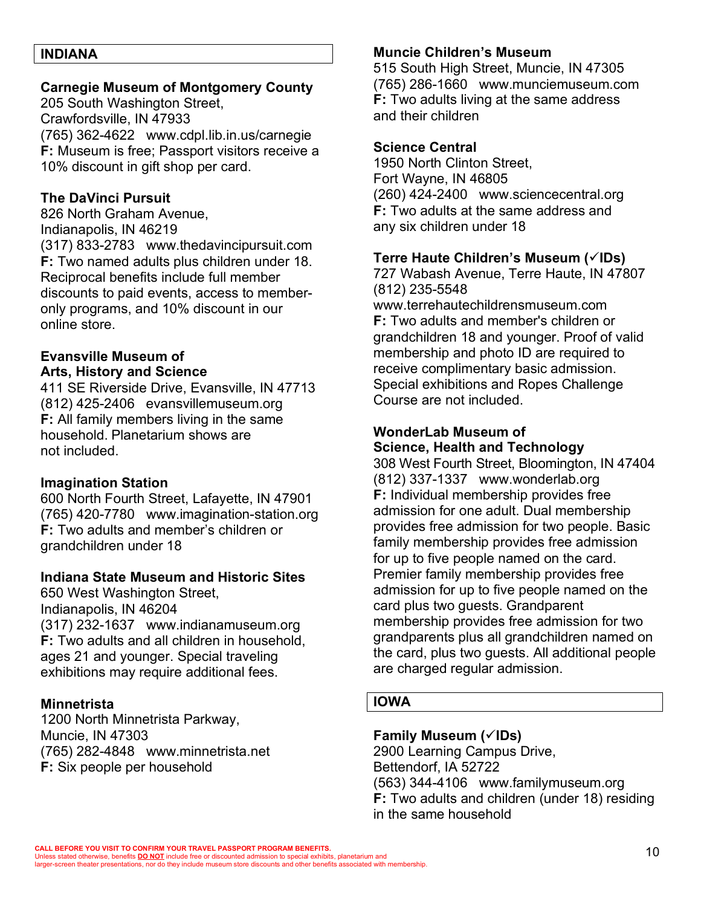## INDIANA

**Carnegie Museum of Montgomery County**
205 South Washington Street,
Crawfordsville, IN 47933
(765) 362-4622 www.cdpl.lib.in.us/carnegie
**F:** Museum is free; Passport visitors receive a 10% discount in gift shop per card.

**The DaVinci Pursuit**
826 North Graham Avenue,
Indianapolis, IN 46219
(317) 833-2783 www.thedavincipursuit.com
**F:** Two named adults plus children under 18. Reciprocal benefits include full member discounts to paid events, access to member-only programs, and 10% discount in our online store.

**Evansville Museum of Arts, History and Science**
411 SE Riverside Drive, Evansville, IN 47713
(812) 425-2406 evansvillemuseum.org
**F:** All family members living in the same household. Planetarium shows are not included.

**Imagination Station**
600 North Fourth Street, Lafayette, IN 47901
(765) 420-7780 www.imagination-station.org
**F:** Two adults and member's children or grandchildren under 18

**Indiana State Museum and Historic Sites**
650 West Washington Street,
Indianapolis, IN 46204
(317) 232-1637 www.indianamuseum.org
**F:** Two adults and all children in household, ages 21 and younger. Special traveling exhibitions may require additional fees.

**Minnetrista**
1200 North Minnetrista Parkway,
Muncie, IN 47303
(765) 282-4848 www.minnetrista.net
**F:** Six people per household

**Muncie Children's Museum**
515 South High Street, Muncie, IN 47305
(765) 286-1660 www.munciemuseum.com
**F:** Two adults living at the same address and their children

**Science Central**
1950 North Clinton Street,
Fort Wayne, IN 46805
(260) 424-2400 www.sciencecentral.org
**F:** Two adults at the same address and any six children under 18

**Terre Haute Children's Museum (✓IDs)**
727 Wabash Avenue, Terre Haute, IN 47807
(812) 235-5548
www.terrehautechildrensmuseum.com
**F:** Two adults and member's children or grandchildren 18 and younger. Proof of valid membership and photo ID are required to receive complimentary basic admission. Special exhibitions and Ropes Challenge Course are not included.

**WonderLab Museum of Science, Health and Technology**
308 West Fourth Street, Bloomington, IN 47404
(812) 337-1337 www.wonderlab.org
**F:** Individual membership provides free admission for one adult. Dual membership provides free admission for two people. Basic family membership provides free admission for up to five people named on the card. Premier family membership provides free admission for up to five people named on the card plus two guests. Grandparent membership provides free admission for two grandparents plus all grandchildren named on the card, plus two guests. All additional people are charged regular admission.

## IOWA

**Family Museum (✓IDs)**
2900 Learning Campus Drive,
Bettendorf, IA 52722
(563) 344-4106 www.familymuseum.org
**F:** Two adults and children (under 18) residing in the same household

**CALL BEFORE YOU VISIT TO CONFIRM YOUR TRAVEL PASSPORT PROGRAM BENEFITS.**
Unless stated otherwise, benefits **DO NOT** include free or discounted admission to special exhibits, planetarium and larger-screen theater presentations, nor do they include museum store discounts and other benefits associated with membership.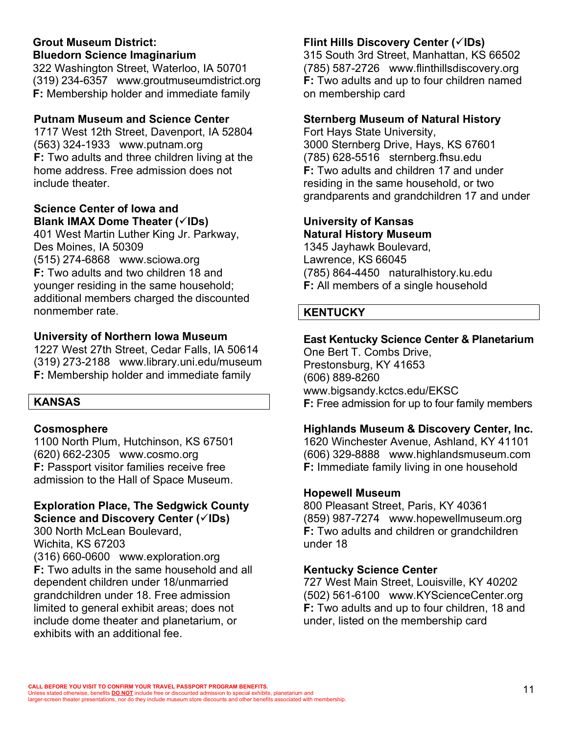**Grout Museum District: Bluedorn Science Imaginarium**
322 Washington Street, Waterloo, IA 50701
(319) 234-6357 www.groutmuseumdistrict.org
**F:** Membership holder and immediate family

**Putnam Museum and Science Center**
1717 West 12th Street, Davenport, IA 52804
(563) 324-1933 www.putnam.org
**F:** Two adults and three children living at the home address. Free admission does not include theater.

**Science Center of Iowa and Blank IMAX Dome Theater (✓IDs)**
401 West Martin Luther King Jr. Parkway, Des Moines, IA 50309
(515) 274-6868 www.sciowa.org
**F:** Two adults and two children 18 and younger residing in the same household; additional members charged the discounted nonmember rate.

**University of Northern Iowa Museum**
1227 West 27th Street, Cedar Falls, IA 50614
(319) 273-2188 www.library.uni.edu/museum
**F:** Membership holder and immediate family

## KANSAS

**Cosmosphere**
1100 North Plum, Hutchinson, KS 67501
(620) 662-2305 www.cosmo.org
**F:** Passport visitor families receive free admission to the Hall of Space Museum.

**Exploration Place, The Sedgwick County Science and Discovery Center (✓IDs)**
300 North McLean Boulevard, Wichita, KS 67203
(316) 660-0600 www.exploration.org
**F:** Two adults in the same household and all dependent children under 18/unmarried grandchildren under 18. Free admission limited to general exhibit areas; does not include dome theater and planetarium, or exhibits with an additional fee.

**Flint Hills Discovery Center (✓IDs)**
315 South 3rd Street, Manhattan, KS 66502
(785) 587-2726 www.flinthillsdiscovery.org
**F:** Two adults and up to four children named on membership card

**Sternberg Museum of Natural History**
Fort Hays State University,
3000 Sternberg Drive, Hays, KS 67601
(785) 628-5516 sternberg.fhsu.edu
**F:** Two adults and children 17 and under residing in the same household, or two grandparents and grandchildren 17 and under

**University of Kansas Natural History Museum**
1345 Jayhawk Boulevard, Lawrence, KS 66045
(785) 864-4450 naturalhistory.ku.edu
**F:** All members of a single household

## KENTUCKY

**East Kentucky Science Center & Planetarium**
One Bert T. Combs Drive, Prestonsburg, KY 41653
(606) 889-8260
www.bigsandy.kctcs.edu/EKSC
**F:** Free admission for up to four family members

**Highlands Museum & Discovery Center, Inc.**
1620 Winchester Avenue, Ashland, KY 41101
(606) 329-8888 www.highlandsmuseum.com
**F:** Immediate family living in one household

**Hopewell Museum**
800 Pleasant Street, Paris, KY 40361
(859) 987-7274 www.hopewellmuseum.org
**F:** Two adults and children or grandchildren under 18

**Kentucky Science Center**
727 West Main Street, Louisville, KY 40202
(502) 561-6100 www.KYScienceCenter.org
**F:** Two adults and up to four children, 18 and under, listed on the membership card

**CALL BEFORE YOU VISIT TO CONFIRM YOUR TRAVEL PASSPORT PROGRAM BENEFITS.**
Unless stated otherwise, benefits **DO NOT** include free or discounted admission to special exhibits, planetarium and larger-screen theater presentations, nor do they include museum store discounts and other benefits associated with membership.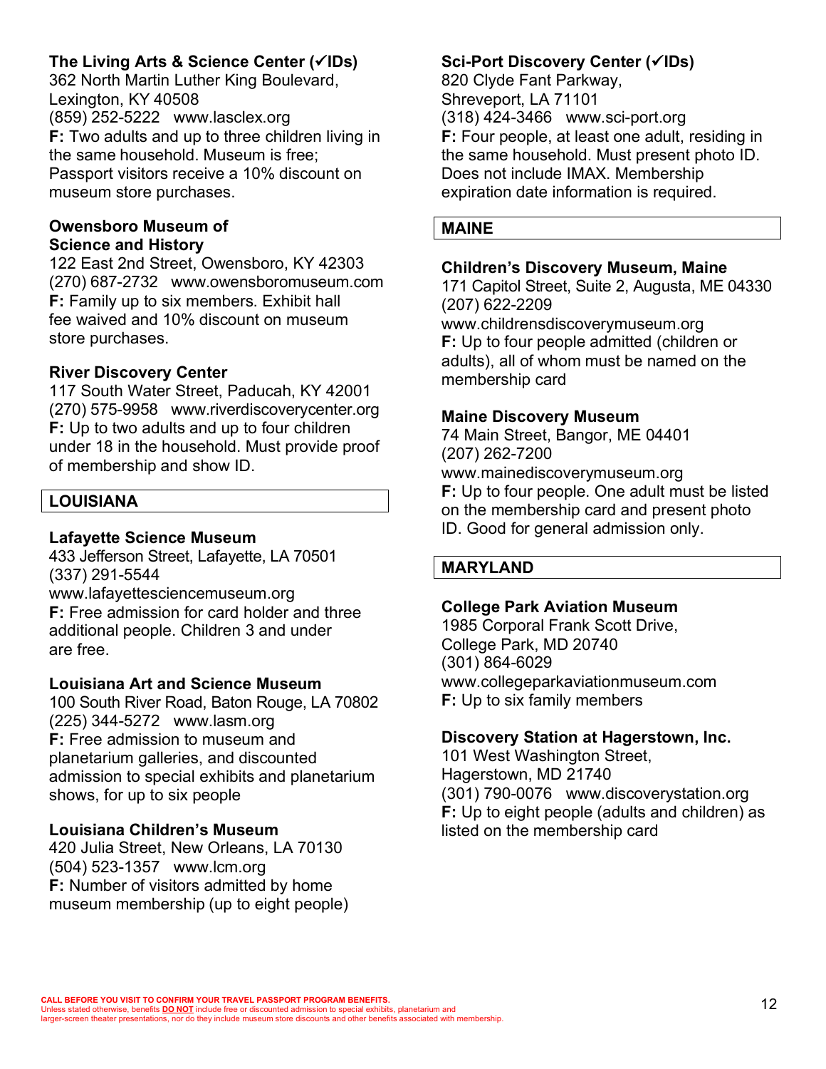**The Living Arts & Science Center (✓IDs)**
362 North Martin Luther King Boulevard,
Lexington, KY 40508
(859) 252-5222   www.lasclex.org
**F:** Two adults and up to three children living in the same household. Museum is free; Passport visitors receive a 10% discount on museum store purchases.

**Owensboro Museum of Science and History**
122 East 2nd Street, Owensboro, KY 42303
(270) 687-2732   www.owensboromuseum.com
**F:** Family up to six members. Exhibit hall fee waived and 10% discount on museum store purchases.

**River Discovery Center**
117 South Water Street, Paducah, KY 42001
(270) 575-9958   www.riverdiscoverycenter.org
**F:** Up to two adults and up to four children under 18 in the household. Must provide proof of membership and show ID.

## LOUISIANA

**Lafayette Science Museum**
433 Jefferson Street, Lafayette, LA 70501
(337) 291-5544
www.lafayettesciencemuseum.org
**F:** Free admission for card holder and three additional people. Children 3 and under are free.

**Louisiana Art and Science Museum**
100 South River Road, Baton Rouge, LA 70802
(225) 344-5272   www.lasm.org
**F:** Free admission to museum and planetarium galleries, and discounted admission to special exhibits and planetarium shows, for up to six people

**Louisiana Children's Museum**
420 Julia Street, New Orleans, LA 70130
(504) 523-1357   www.lcm.org
**F:** Number of visitors admitted by home museum membership (up to eight people)

**Sci-Port Discovery Center (✓IDs)**
820 Clyde Fant Parkway,
Shreveport, LA 71101
(318) 424-3466   www.sci-port.org
**F:** Four people, at least one adult, residing in the same household. Must present photo ID. Does not include IMAX. Membership expiration date information is required.

## MAINE

**Children's Discovery Museum, Maine**
171 Capitol Street, Suite 2, Augusta, ME 04330
(207) 622-2209
www.childrensdiscoverymuseum.org
**F:** Up to four people admitted (children or adults), all of whom must be named on the membership card

**Maine Discovery Museum**
74 Main Street, Bangor, ME 04401
(207) 262-7200
www.mainediscoverymuseum.org
**F:** Up to four people. One adult must be listed on the membership card and present photo ID. Good for general admission only.

## MARYLAND

**College Park Aviation Museum**
1985 Corporal Frank Scott Drive,
College Park, MD 20740
(301) 864-6029
www.collegeparkaviationmuseum.com
**F:** Up to six family members

**Discovery Station at Hagerstown, Inc.**
101 West Washington Street,
Hagerstown, MD 21740
(301) 790-0076   www.discoverystation.org
**F:** Up to eight people (adults and children) as listed on the membership card

**CALL BEFORE YOU VISIT TO CONFIRM YOUR TRAVEL PASSPORT PROGRAM BENEFITS.**
Unless stated otherwise, benefits **DO NOT** include free or discounted admission to special exhibits, planetarium and larger-screen theater presentations, nor do they include museum store discounts and other benefits associated with membership.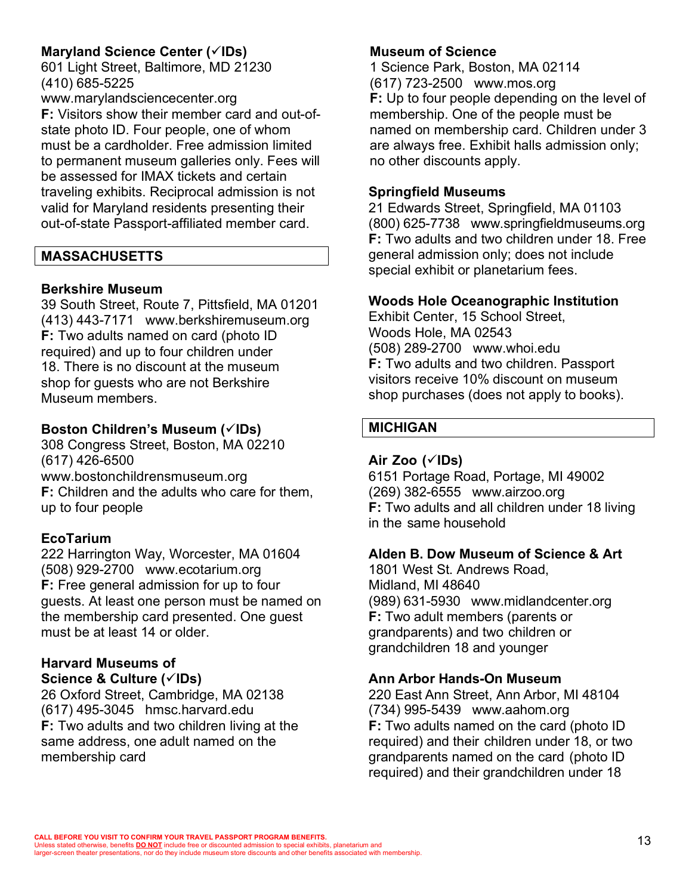**Maryland Science Center (✓IDs)**
601 Light Street, Baltimore, MD 21230
(410) 685-5225
www.marylandsciencecenter.org
**F:** Visitors show their member card and out-of-state photo ID. Four people, one of whom must be a cardholder. Free admission limited to permanent museum galleries only. Fees will be assessed for IMAX tickets and certain traveling exhibits. Reciprocal admission is not valid for Maryland residents presenting their out-of-state Passport-affiliated member card.

## MASSACHUSETTS

**Berkshire Museum**
39 South Street, Route 7, Pittsfield, MA 01201
(413) 443-7171 www.berkshiremuseum.org
**F:** Two adults named on card (photo ID required) and up to four children under 18. There is no discount at the museum shop for guests who are not Berkshire Museum members.

**Boston Children's Museum (✓IDs)**
308 Congress Street, Boston, MA 02210
(617) 426-6500
www.bostonchildrensmuseum.org
**F:** Children and the adults who care for them, up to four people

**EcoTarium**
222 Harrington Way, Worcester, MA 01604
(508) 929-2700 www.ecotarium.org
**F:** Free general admission for up to four guests. At least one person must be named on the membership card presented. One guest must be at least 14 or older.

**Harvard Museums of Science & Culture (✓IDs)**
26 Oxford Street, Cambridge, MA 02138
(617) 495-3045 hmsc.harvard.edu
**F:** Two adults and two children living at the same address, one adult named on the membership card

**Museum of Science**
1 Science Park, Boston, MA 02114
(617) 723-2500 www.mos.org
**F:** Up to four people depending on the level of membership. One of the people must be named on membership card. Children under 3 are always free. Exhibit halls admission only; no other discounts apply.

**Springfield Museums**
21 Edwards Street, Springfield, MA 01103
(800) 625-7738 www.springfieldmuseums.org
**F:** Two adults and two children under 18. Free general admission only; does not include special exhibit or planetarium fees.

**Woods Hole Oceanographic Institution**
Exhibit Center, 15 School Street,
Woods Hole, MA 02543
(508) 289-2700 www.whoi.edu
**F:** Two adults and two children. Passport visitors receive 10% discount on museum shop purchases (does not apply to books).

## MICHIGAN

**Air Zoo (✓IDs)**
6151 Portage Road, Portage, MI 49002
(269) 382-6555 www.airzoo.org
**F:** Two adults and all children under 18 living in the same household

**Alden B. Dow Museum of Science & Art**
1801 West St. Andrews Road,
Midland, MI 48640
(989) 631-5930 www.midlandcenter.org
**F:** Two adult members (parents or grandparents) and two children or grandchildren 18 and younger

**Ann Arbor Hands-On Museum**
220 East Ann Street, Ann Arbor, MI 48104
(734) 995-5439 www.aahom.org
**F:** Two adults named on the card (photo ID required) and their children under 18, or two grandparents named on the card (photo ID required) and their grandchildren under 18

**CALL BEFORE YOU VISIT TO CONFIRM YOUR TRAVEL PASSPORT PROGRAM BENEFITS.**
Unless stated otherwise, benefits **DO NOT** include free or discounted admission to special exhibits, planetarium and larger-screen theater presentations, nor do they include museum store discounts and other benefits associated with membership.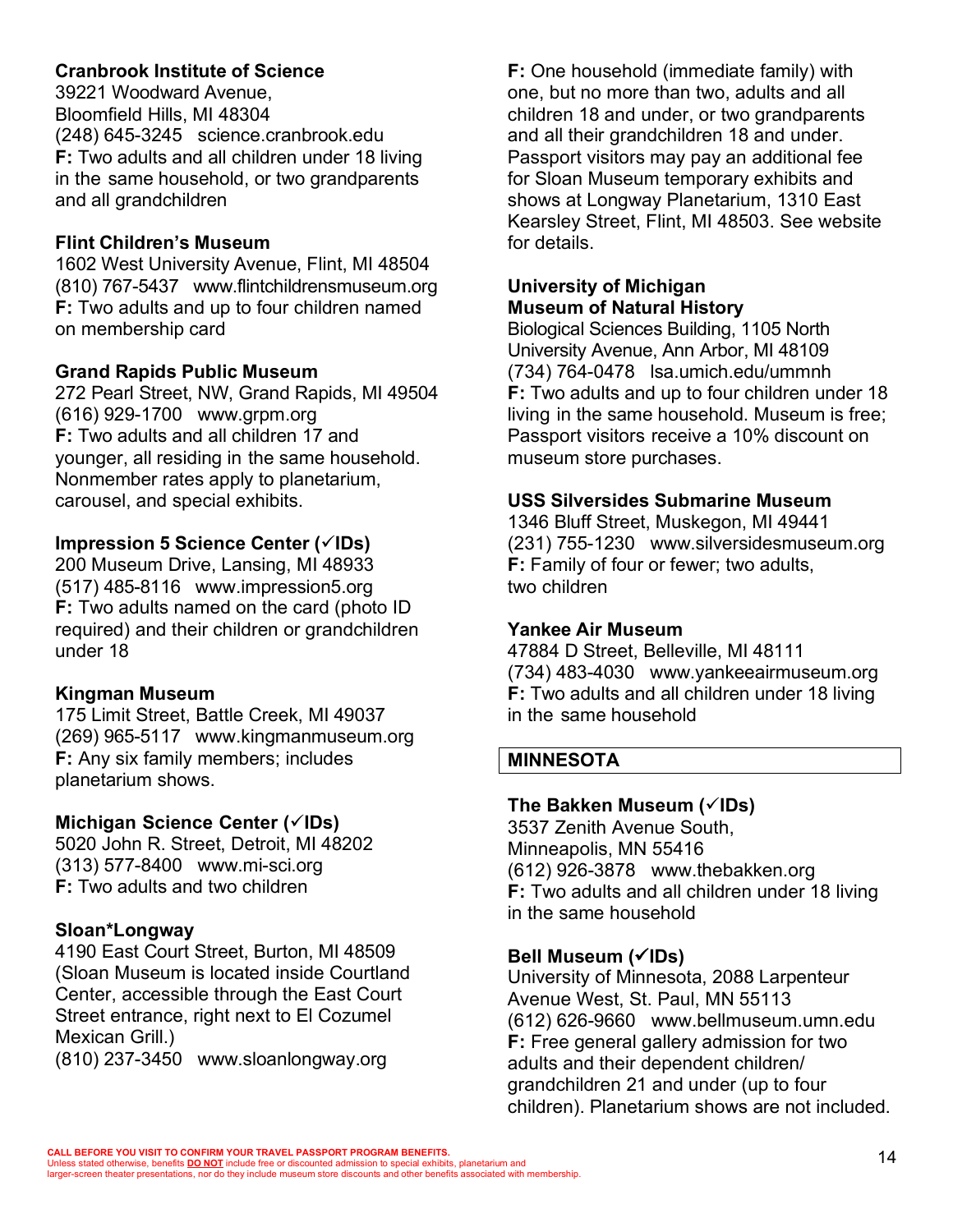**Cranbrook Institute of Science**
39221 Woodward Avenue,
Bloomfield Hills, MI 48304
(248) 645-3245 science.cranbrook.edu
**F:** Two adults and all children under 18 living in the same household, or two grandparents and all grandchildren

**Flint Children's Museum**
1602 West University Avenue, Flint, MI 48504
(810) 767-5437 www.flintchildrensmuseum.org
**F:** Two adults and up to four children named on membership card

**Grand Rapids Public Museum**
272 Pearl Street, NW, Grand Rapids, MI 49504
(616) 929-1700 www.grpm.org
**F:** Two adults and all children 17 and younger, all residing in the same household. Nonmember rates apply to planetarium, carousel, and special exhibits.

**Impression 5 Science Center (✓IDs)**
200 Museum Drive, Lansing, MI 48933
(517) 485-8116 www.impression5.org
**F:** Two adults named on the card (photo ID required) and their children or grandchildren under 18

**Kingman Museum**
175 Limit Street, Battle Creek, MI 49037
(269) 965-5117 www.kingmanmuseum.org
**F:** Any six family members; includes planetarium shows.

**Michigan Science Center (✓IDs)**
5020 John R. Street, Detroit, MI 48202
(313) 577-8400 www.mi-sci.org
**F:** Two adults and two children

**Sloan*Longway**
4190 East Court Street, Burton, MI 48509
(Sloan Museum is located inside Courtland Center, accessible through the East Court Street entrance, right next to El Cozumel Mexican Grill.)
(810) 237-3450 www.sloanlongway.org
**F:** One household (immediate family) with one, but no more than two, adults and all children 18 and under, or two grandparents and all their grandchildren 18 and under. Passport visitors may pay an additional fee for Sloan Museum temporary exhibits and shows at Longway Planetarium, 1310 East Kearsley Street, Flint, MI 48503. See website for details.

**University of Michigan Museum of Natural History**
Biological Sciences Building, 1105 North University Avenue, Ann Arbor, MI 48109
(734) 764-0478 lsa.umich.edu/ummnh
**F:** Two adults and up to four children under 18 living in the same household. Museum is free; Passport visitors receive a 10% discount on museum store purchases.

**USS Silversides Submarine Museum**
1346 Bluff Street, Muskegon, MI 49441
(231) 755-1230 www.silversidesmuseum.org
**F:** Family of four or fewer; two adults, two children

**Yankee Air Museum**
47884 D Street, Belleville, MI 48111
(734) 483-4030 www.yankeeairmuseum.org
**F:** Two adults and all children under 18 living in the same household

## MINNESOTA

**The Bakken Museum (✓IDs)**
3537 Zenith Avenue South,
Minneapolis, MN 55416
(612) 926-3878 www.thebakken.org
**F:** Two adults and all children under 18 living in the same household

**Bell Museum (✓IDs)**
University of Minnesota, 2088 Larpenteur Avenue West, St. Paul, MN 55113
(612) 626-9660 www.bellmuseum.umn.edu
**F:** Free general gallery admission for two adults and their dependent children/ grandchildren 21 and under (up to four children). Planetarium shows are not included.

**CALL BEFORE YOU VISIT TO CONFIRM YOUR TRAVEL PASSPORT PROGRAM BENEFITS.**
Unless stated otherwise, benefits **DO NOT** include free or discounted admission to special exhibits, planetarium and larger-screen theater presentations, nor do they include museum store discounts and other benefits associated with membership.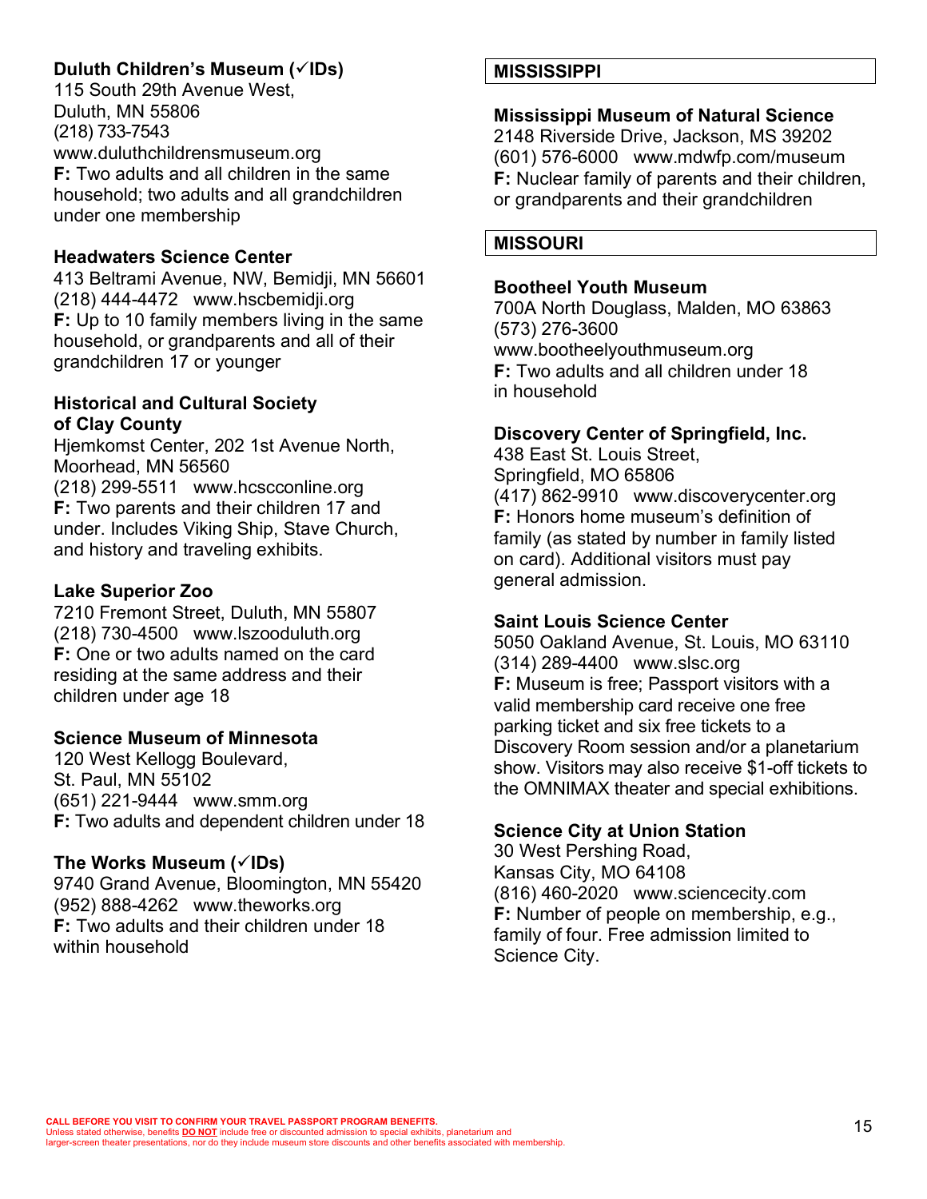**Duluth Children's Museum (✓IDs)**
115 South 29th Avenue West,
Duluth, MN 55806
(218) 733-7543
www.duluthchildrensmuseum.org
**F:** Two adults and all children in the same household; two adults and all grandchildren under one membership

**Headwaters Science Center**
413 Beltrami Avenue, NW, Bemidji, MN 56601
(218) 444-4472 www.hscbemidji.org
**F:** Up to 10 family members living in the same household, or grandparents and all of their grandchildren 17 or younger

**Historical and Cultural Society of Clay County**
Hjemkomst Center, 202 1st Avenue North, Moorhead, MN 56560
(218) 299-5511 www.hcscconline.org
**F:** Two parents and their children 17 and under. Includes Viking Ship, Stave Church, and history and traveling exhibits.

**Lake Superior Zoo**
7210 Fremont Street, Duluth, MN 55807
(218) 730-4500 www.lszooduluth.org
**F:** One or two adults named on the card residing at the same address and their children under age 18

**Science Museum of Minnesota**
120 West Kellogg Boulevard,
St. Paul, MN 55102
(651) 221-9444 www.smm.org
**F:** Two adults and dependent children under 18

**The Works Museum (✓IDs)**
9740 Grand Avenue, Bloomington, MN 55420
(952) 888-4262 www.theworks.org
**F:** Two adults and their children under 18 within household

## MISSISSIPPI

**Mississippi Museum of Natural Science**
2148 Riverside Drive, Jackson, MS 39202
(601) 576-6000 www.mdwfp.com/museum
**F:** Nuclear family of parents and their children, or grandparents and their grandchildren

## MISSOURI

**Bootheel Youth Museum**
700A North Douglass, Malden, MO 63863
(573) 276-3600
www.bootheelyouthmuseum.org
**F:** Two adults and all children under 18 in household

**Discovery Center of Springfield, Inc.**
438 East St. Louis Street,
Springfield, MO 65806
(417) 862-9910 www.discoverycenter.org
**F:** Honors home museum's definition of family (as stated by number in family listed on card). Additional visitors must pay general admission.

**Saint Louis Science Center**
5050 Oakland Avenue, St. Louis, MO 63110
(314) 289-4400 www.slsc.org
**F:** Museum is free; Passport visitors with a valid membership card receive one free parking ticket and six free tickets to a Discovery Room session and/or a planetarium show. Visitors may also receive $1-off tickets to the OMNIMAX theater and special exhibitions.

**Science City at Union Station**
30 West Pershing Road,
Kansas City, MO 64108
(816) 460-2020 www.sciencecity.com
**F:** Number of people on membership, e.g., family of four. Free admission limited to Science City.

**CALL BEFORE YOU VISIT TO CONFIRM YOUR TRAVEL PASSPORT PROGRAM BENEFITS.**
Unless stated otherwise, benefits **DO NOT** include free or discounted admission to special exhibits, planetarium and larger-screen theater presentations, nor do they include museum store discounts and other benefits associated with membership.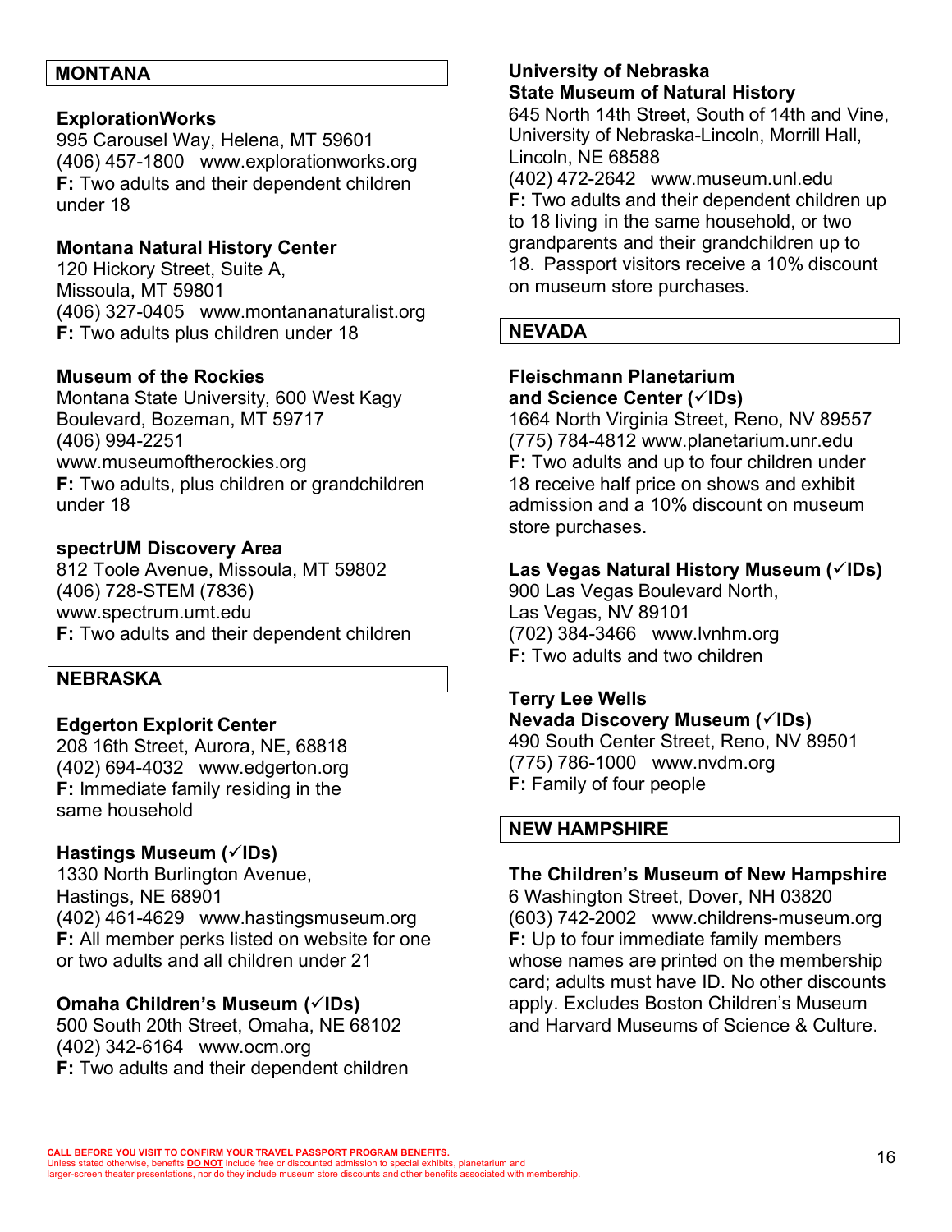## MONTANA

### ExplorationWorks
995 Carousel Way, Helena, MT 59601
(406) 457-1800   www.explorationworks.org
**F:** Two adults and their dependent children under 18

### Montana Natural History Center
120 Hickory Street, Suite A,
Missoula, MT 59801
(406) 327-0405   www.montananaturalist.org
**F:** Two adults plus children under 18

### Museum of the Rockies
Montana State University, 600 West Kagy Boulevard, Bozeman, MT 59717
(406) 994-2251
www.museumoftherockies.org
**F:** Two adults, plus children or grandchildren under 18

### spectrUM Discovery Area
812 Toole Avenue, Missoula, MT 59802
(406) 728-STEM (7836)
www.spectrum.umt.edu
**F:** Two adults and their dependent children

## NEBRASKA

### Edgerton Explorit Center
208 16th Street, Aurora, NE, 68818
(402) 694-4032   www.edgerton.org
**F:** Immediate family residing in the same household

### Hastings Museum (✓IDs)
1330 North Burlington Avenue,
Hastings, NE 68901
(402) 461-4629   www.hastingsmuseum.org
**F:** All member perks listed on website for one or two adults and all children under 21

### Omaha Children's Museum (✓IDs)
500 South 20th Street, Omaha, NE 68102
(402) 342-6164   www.ocm.org
**F:** Two adults and their dependent children

### University of Nebraska State Museum of Natural History
645 North 14th Street, South of 14th and Vine, University of Nebraska-Lincoln, Morrill Hall, Lincoln, NE 68588
(402) 472-2642   www.museum.unl.edu
**F:** Two adults and their dependent children up to 18 living in the same household, or two grandparents and their grandchildren up to 18. Passport visitors receive a 10% discount on museum store purchases.

## NEVADA

### Fleischmann Planetarium and Science Center (✓IDs)
1664 North Virginia Street, Reno, NV 89557
(775) 784-4812 www.planetarium.unr.edu
**F:** Two adults and up to four children under 18 receive half price on shows and exhibit admission and a 10% discount on museum store purchases.

### Las Vegas Natural History Museum (✓IDs)
900 Las Vegas Boulevard North,
Las Vegas, NV 89101
(702) 384-3466   www.lvnhm.org
**F:** Two adults and two children

### Terry Lee Wells Nevada Discovery Museum (✓IDs)
490 South Center Street, Reno, NV 89501
(775) 786-1000   www.nvdm.org
**F:** Family of four people

## NEW HAMPSHIRE

### The Children's Museum of New Hampshire
6 Washington Street, Dover, NH 03820
(603) 742-2002   www.childrens-museum.org
**F:** Up to four immediate family members whose names are printed on the membership card; adults must have ID. No other discounts apply. Excludes Boston Children's Museum and Harvard Museums of Science & Culture.

**CALL BEFORE YOU VISIT TO CONFIRM YOUR TRAVEL PASSPORT PROGRAM BENEFITS.**
Unless stated otherwise, benefits **DO NOT** include free or discounted admission to special exhibits, planetarium and larger-screen theater presentations, nor do they include museum store discounts and other benefits associated with membership.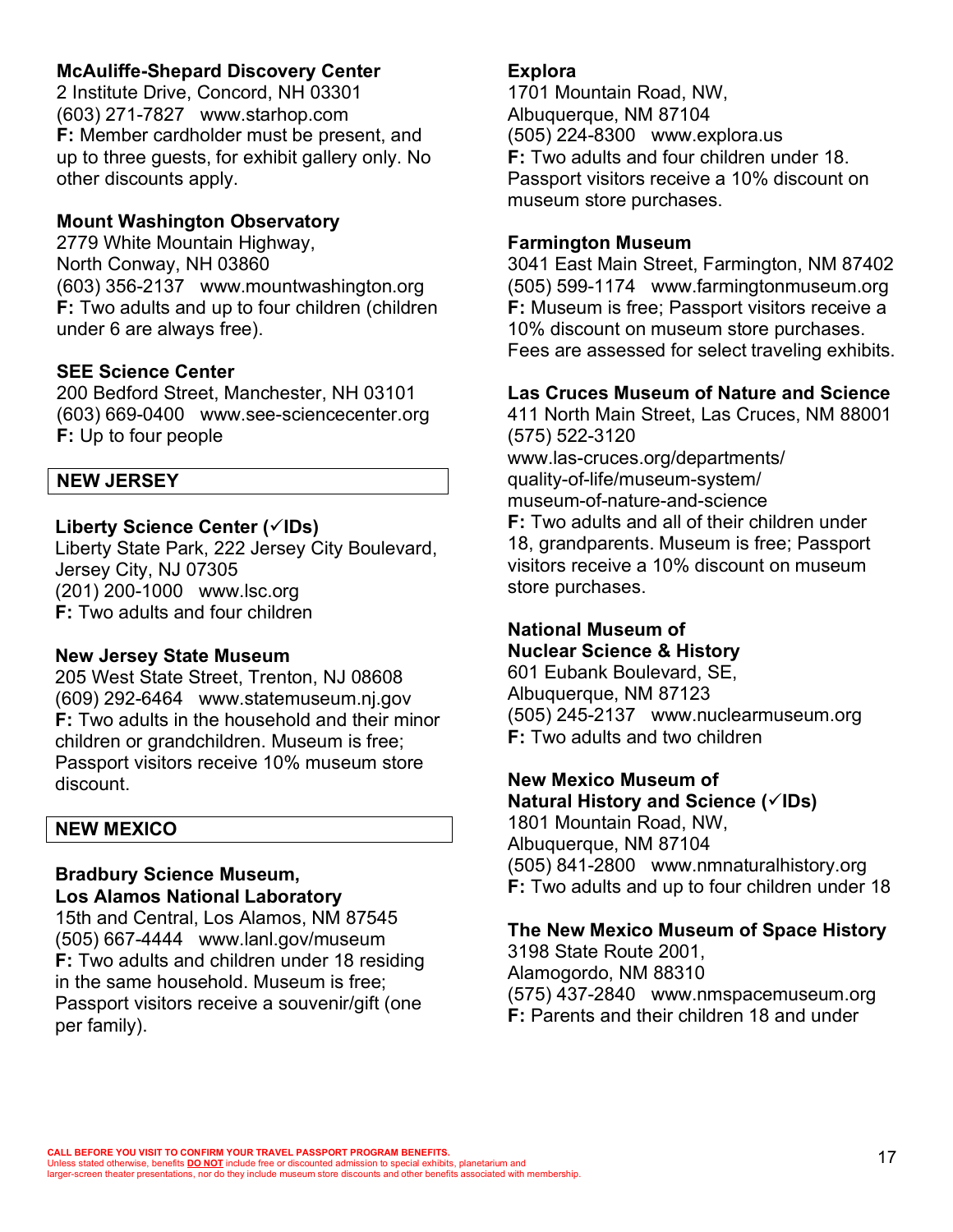**McAuliffe-Shepard Discovery Center**
2 Institute Drive, Concord, NH 03301
(603) 271-7827 www.starhop.com
**F:** Member cardholder must be present, and up to three guests, for exhibit gallery only. No other discounts apply.

**Mount Washington Observatory**
2779 White Mountain Highway,
North Conway, NH 03860
(603) 356-2137 www.mountwashington.org
**F:** Two adults and up to four children (children under 6 are always free).

**SEE Science Center**
200 Bedford Street, Manchester, NH 03101
(603) 669-0400 www.see-sciencecenter.org
**F:** Up to four people

## NEW JERSEY

**Liberty Science Center (✓IDs)**
Liberty State Park, 222 Jersey City Boulevard, Jersey City, NJ 07305
(201) 200-1000 www.lsc.org
**F:** Two adults and four children

**New Jersey State Museum**
205 West State Street, Trenton, NJ 08608
(609) 292-6464 www.statemuseum.nj.gov
**F:** Two adults in the household and their minor children or grandchildren. Museum is free; Passport visitors receive 10% museum store discount.

## NEW MEXICO

**Bradbury Science Museum, Los Alamos National Laboratory**
15th and Central, Los Alamos, NM 87545
(505) 667-4444 www.lanl.gov/museum
**F:** Two adults and children under 18 residing in the same household. Museum is free; Passport visitors receive a souvenir/gift (one per family).

**Explora**
1701 Mountain Road, NW,
Albuquerque, NM 87104
(505) 224-8300 www.explora.us
**F:** Two adults and four children under 18. Passport visitors receive a 10% discount on museum store purchases.

**Farmington Museum**
3041 East Main Street, Farmington, NM 87402
(505) 599-1174 www.farmingtonmuseum.org
**F:** Museum is free; Passport visitors receive a 10% discount on museum store purchases. Fees are assessed for select traveling exhibits.

**Las Cruces Museum of Nature and Science**
411 North Main Street, Las Cruces, NM 88001
(575) 522-3120
www.las-cruces.org/departments/quality-of-life/museum-system/museum-of-nature-and-science
**F:** Two adults and all of their children under 18, grandparents. Museum is free; Passport visitors receive a 10% discount on museum store purchases.

**National Museum of Nuclear Science & History**
601 Eubank Boulevard, SE,
Albuquerque, NM 87123
(505) 245-2137 www.nuclearmuseum.org
**F:** Two adults and two children

**New Mexico Museum of Natural History and Science (✓IDs)**
1801 Mountain Road, NW,
Albuquerque, NM 87104
(505) 841-2800 www.nmnaturalhistory.org
**F:** Two adults and up to four children under 18

**The New Mexico Museum of Space History**
3198 State Route 2001,
Alamogordo, NM 88310
(575) 437-2840 www.nmspacemuseum.org
**F:** Parents and their children 18 and under

**CALL BEFORE YOU VISIT TO CONFIRM YOUR TRAVEL PASSPORT PROGRAM BENEFITS.**
Unless stated otherwise, benefits **DO NOT** include free or discounted admission to special exhibits, planetarium and larger-screen theater presentations, nor do they include museum store discounts and other benefits associated with membership.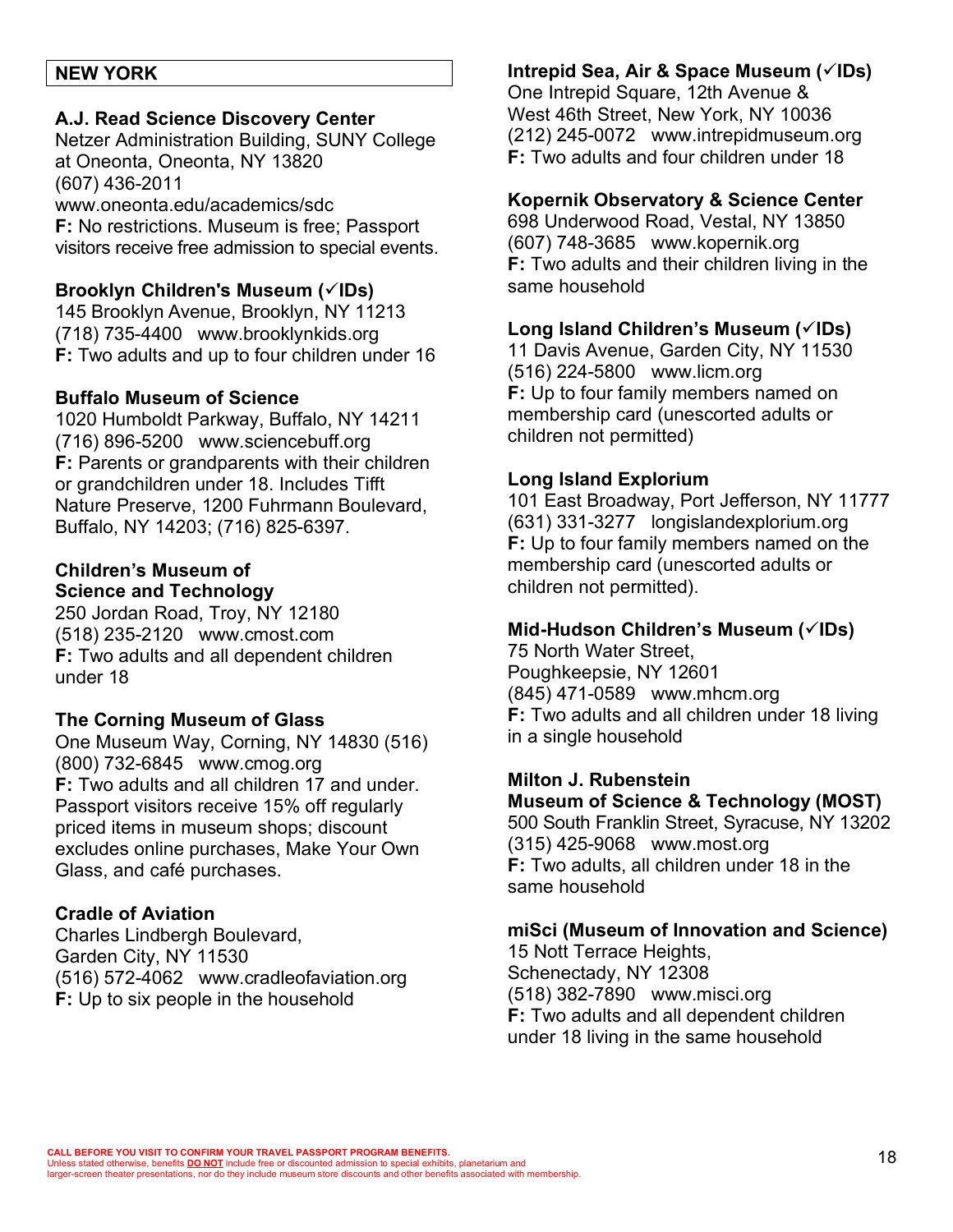## NEW YORK

**A.J. Read Science Discovery Center**
Netzer Administration Building, SUNY College at Oneonta, Oneonta, NY 13820
(607) 436-2011
www.oneonta.edu/academics/sdc
**F:** No restrictions. Museum is free; Passport visitors receive free admission to special events.

**Brooklyn Children's Museum (✓IDs)**
145 Brooklyn Avenue, Brooklyn, NY 11213
(718) 735-4400 www.brooklynkids.org
**F:** Two adults and up to four children under 16

**Buffalo Museum of Science**
1020 Humboldt Parkway, Buffalo, NY 14211
(716) 896-5200 www.sciencebuff.org
**F:** Parents or grandparents with their children or grandchildren under 18. Includes Tifft Nature Preserve, 1200 Fuhrmann Boulevard, Buffalo, NY 14203; (716) 825-6397.

**Children's Museum of Science and Technology**
250 Jordan Road, Troy, NY 12180
(518) 235-2120 www.cmost.com
**F:** Two adults and all dependent children under 18

**The Corning Museum of Glass**
One Museum Way, Corning, NY 14830 (516)
(800) 732-6845 www.cmog.org
**F:** Two adults and all children 17 and under. Passport visitors receive 15% off regularly priced items in museum shops; discount excludes online purchases, Make Your Own Glass, and café purchases.

**Cradle of Aviation**
Charles Lindbergh Boulevard,
Garden City, NY 11530
(516) 572-4062 www.cradleofaviation.org
**F:** Up to six people in the household

**Intrepid Sea, Air & Space Museum (✓IDs)**
One Intrepid Square, 12th Avenue & West 46th Street, New York, NY 10036
(212) 245-0072 www.intrepidmuseum.org
**F:** Two adults and four children under 18

**Kopernik Observatory & Science Center**
698 Underwood Road, Vestal, NY 13850
(607) 748-3685 www.kopernik.org
**F:** Two adults and their children living in the same household

**Long Island Children's Museum (✓IDs)**
11 Davis Avenue, Garden City, NY 11530
(516) 224-5800 www.licm.org
**F:** Up to four family members named on membership card (unescorted adults or children not permitted)

**Long Island Explorium**
101 East Broadway, Port Jefferson, NY 11777
(631) 331-3277 longislandexplorium.org
**F:** Up to four family members named on the membership card (unescorted adults or children not permitted).

**Mid-Hudson Children's Museum (✓IDs)**
75 North Water Street,
Poughkeepsie, NY 12601
(845) 471-0589 www.mhcm.org
**F:** Two adults and all children under 18 living in a single household

**Milton J. Rubenstein Museum of Science & Technology (MOST)**
500 South Franklin Street, Syracuse, NY 13202
(315) 425-9068 www.most.org
**F:** Two adults, all children under 18 in the same household

**miSci (Museum of Innovation and Science)**
15 Nott Terrace Heights,
Schenectady, NY 12308
(518) 382-7890 www.misci.org
**F:** Two adults and all dependent children under 18 living in the same household

**CALL BEFORE YOU VISIT TO CONFIRM YOUR TRAVEL PASSPORT PROGRAM BENEFITS.**
Unless stated otherwise, benefits **DO NOT** include free or discounted admission to special exhibits, planetarium and larger-screen theater presentations, nor do they include museum store discounts and other benefits associated with membership.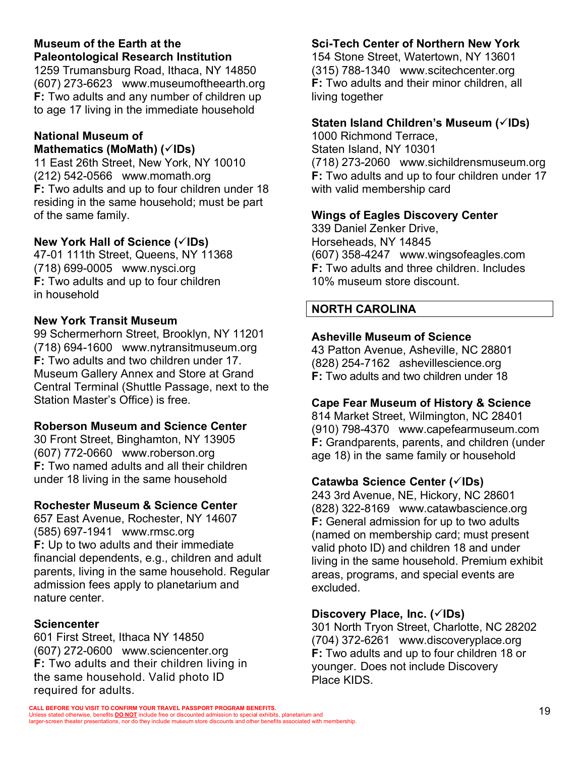**Museum of the Earth at the Paleontological Research Institution**
1259 Trumansburg Road, Ithaca, NY 14850
(607) 273-6623 www.museumoftheearth.org
**F:** Two adults and any number of children up to age 17 living in the immediate household

**National Museum of Mathematics (MoMath) (✓IDs)**
11 East 26th Street, New York, NY 10010
(212) 542-0566 www.momath.org
**F:** Two adults and up to four children under 18 residing in the same household; must be part of the same family.

**New York Hall of Science (✓IDs)**
47-01 111th Street, Queens, NY 11368
(718) 699-0005 www.nysci.org
**F:** Two adults and up to four children in household

**New York Transit Museum**
99 Schermerhorn Street, Brooklyn, NY 11201
(718) 694-1600 www.nytransitmuseum.org
**F:** Two adults and two children under 17. Museum Gallery Annex and Store at Grand Central Terminal (Shuttle Passage, next to the Station Master's Office) is free.

**Roberson Museum and Science Center**
30 Front Street, Binghamton, NY 13905
(607) 772-0660 www.roberson.org
**F:** Two named adults and all their children under 18 living in the same household

**Rochester Museum & Science Center**
657 East Avenue, Rochester, NY 14607
(585) 697-1941 www.rmsc.org
**F:** Up to two adults and their immediate financial dependents, e.g., children and adult parents, living in the same household. Regular admission fees apply to planetarium and nature center.

**Sciencenter**
601 First Street, Ithaca NY 14850
(607) 272-0600 www.sciencenter.org
**F:** Two adults and their children living in the same household. Valid photo ID required for adults.

**Sci-Tech Center of Northern New York**
154 Stone Street, Watertown, NY 13601
(315) 788-1340 www.scitechcenter.org
**F:** Two adults and their minor children, all living together

**Staten Island Children's Museum (✓IDs)**
1000 Richmond Terrace, Staten Island, NY 10301
(718) 273-2060 www.sichildrensmuseum.org
**F:** Two adults and up to four children under 17 with valid membership card

**Wings of Eagles Discovery Center**
339 Daniel Zenker Drive, Horseheads, NY 14845
(607) 358-4247 www.wingsofeagles.com
**F:** Two adults and three children. Includes 10% museum store discount.

## NORTH CAROLINA

**Asheville Museum of Science**
43 Patton Avenue, Asheville, NC 28801
(828) 254-7162 ashevillescience.org
**F:** Two adults and two children under 18

**Cape Fear Museum of History & Science**
814 Market Street, Wilmington, NC 28401
(910) 798-4370 www.capefearmuseum.com
**F:** Grandparents, parents, and children (under age 18) in the same family or household

**Catawba Science Center (✓IDs)**
243 3rd Avenue, NE, Hickory, NC 28601
(828) 322-8169 www.catawbascience.org
**F:** General admission for up to two adults (named on membership card; must present valid photo ID) and children 18 and under living in the same household. Premium exhibit areas, programs, and special events are excluded.

**Discovery Place, Inc. (✓IDs)**
301 North Tryon Street, Charlotte, NC 28202
(704) 372-6261 www.discoveryplace.org
**F:** Two adults and up to four children 18 or younger. Does not include Discovery Place KIDS.

CALL BEFORE YOU VISIT TO CONFIRM YOUR TRAVEL PASSPORT PROGRAM BENEFITS.
Unless stated otherwise, benefits **DO NOT** include free or discounted admission to special exhibits, planetarium and larger-screen theater presentations, nor do they include museum store discounts and other benefits associated with membership.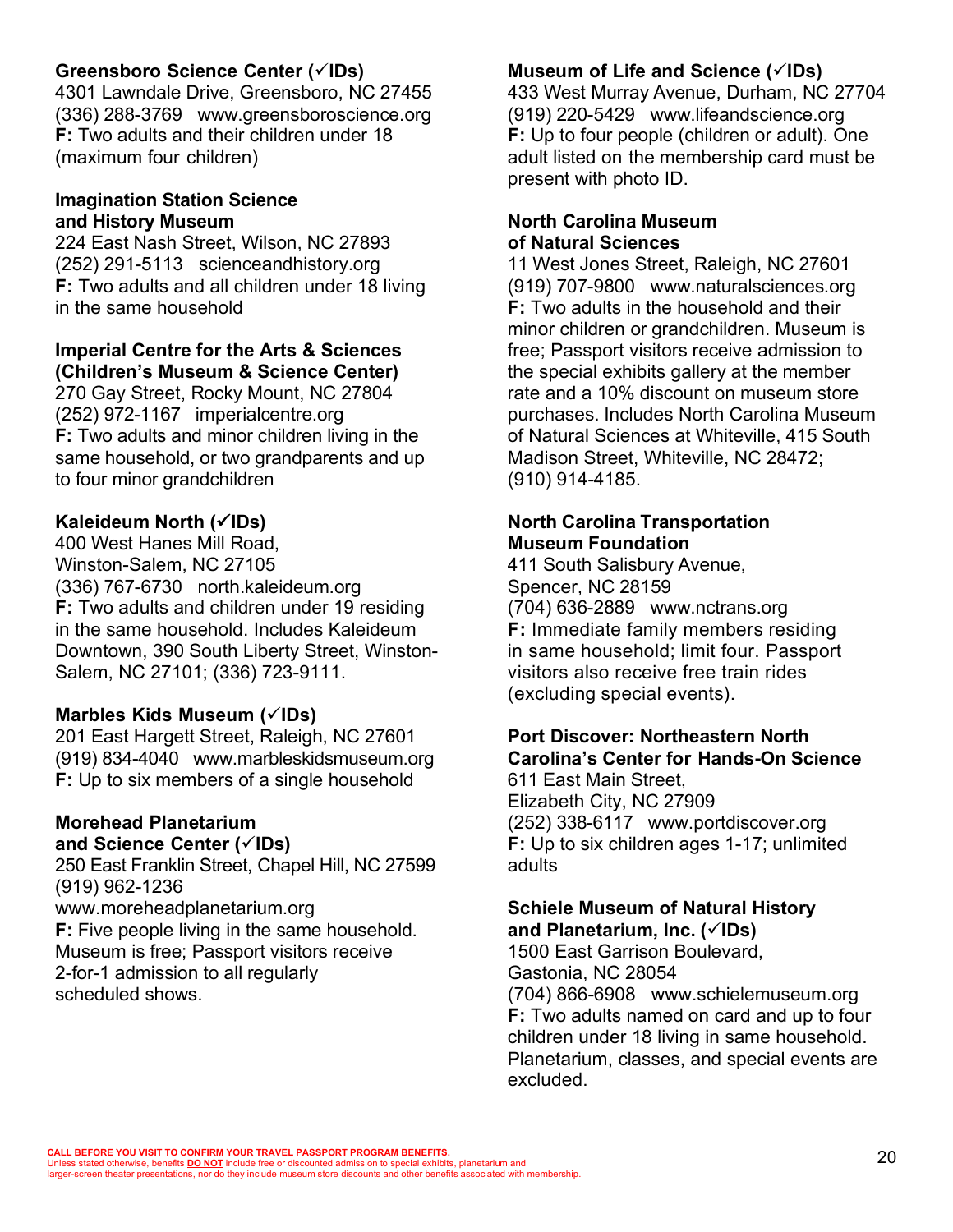**Greensboro Science Center (✓IDs)**
4301 Lawndale Drive, Greensboro, NC 27455
(336) 288-3769 www.greensboroscience.org
**F:** Two adults and their children under 18 (maximum four children)

**Imagination Station Science and History Museum**
224 East Nash Street, Wilson, NC 27893
(252) 291-5113 scienceandhistory.org
**F:** Two adults and all children under 18 living in the same household

**Imperial Centre for the Arts & Sciences (Children's Museum & Science Center)**
270 Gay Street, Rocky Mount, NC 27804
(252) 972-1167 imperialcentre.org
**F:** Two adults and minor children living in the same household, or two grandparents and up to four minor grandchildren

**Kaleideum North (✓IDs)**
400 West Hanes Mill Road, Winston-Salem, NC 27105
(336) 767-6730 north.kaleideum.org
**F:** Two adults and children under 19 residing in the same household. Includes Kaleideum Downtown, 390 South Liberty Street, Winston-Salem, NC 27101; (336) 723-9111.

**Marbles Kids Museum (✓IDs)**
201 East Hargett Street, Raleigh, NC 27601
(919) 834-4040 www.marbleskidsmuseum.org
**F:** Up to six members of a single household

**Morehead Planetarium and Science Center (✓IDs)**
250 East Franklin Street, Chapel Hill, NC 27599
(919) 962-1236
www.moreheadplanetarium.org
**F:** Five people living in the same household. Museum is free; Passport visitors receive 2-for-1 admission to all regularly scheduled shows.

**Museum of Life and Science (✓IDs)**
433 West Murray Avenue, Durham, NC 27704
(919) 220-5429 www.lifeandscience.org
**F:** Up to four people (children or adult). One adult listed on the membership card must be present with photo ID.

**North Carolina Museum of Natural Sciences**
11 West Jones Street, Raleigh, NC 27601
(919) 707-9800 www.naturalsciences.org
**F:** Two adults in the household and their minor children or grandchildren. Museum is free; Passport visitors receive admission to the special exhibits gallery at the member rate and a 10% discount on museum store purchases. Includes North Carolina Museum of Natural Sciences at Whiteville, 415 South Madison Street, Whiteville, NC 28472; (910) 914-4185.

**North Carolina Transportation Museum Foundation**
411 South Salisbury Avenue, Spencer, NC 28159
(704) 636-2889 www.nctrans.org
**F:** Immediate family members residing in same household; limit four. Passport visitors also receive free train rides (excluding special events).

**Port Discover: Northeastern North Carolina's Center for Hands-On Science**
611 East Main Street, Elizabeth City, NC 27909
(252) 338-6117 www.portdiscover.org
**F:** Up to six children ages 1-17; unlimited adults

**Schiele Museum of Natural History and Planetarium, Inc. (✓IDs)**
1500 East Garrison Boulevard, Gastonia, NC 28054
(704) 866-6908 www.schielemuseum.org
**F:** Two adults named on card and up to four children under 18 living in same household. Planetarium, classes, and special events are excluded.

**CALL BEFORE YOU VISIT TO CONFIRM YOUR TRAVEL PASSPORT PROGRAM BENEFITS.**
Unless stated otherwise, benefits **DO NOT** include free or discounted admission to special exhibits, planetarium and larger-screen theater presentations, nor do they include museum store discounts and other benefits associated with membership.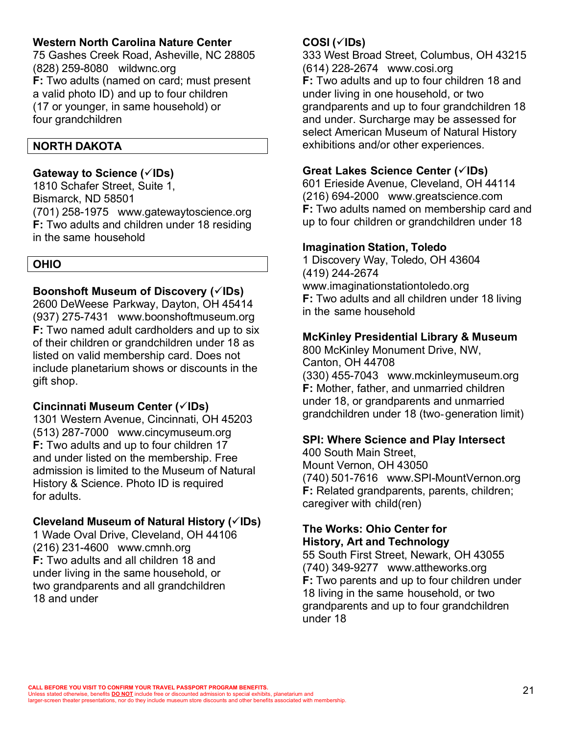**Western North Carolina Nature Center**
75 Gashes Creek Road, Asheville, NC 28805
(828) 259-8080 wildwnc.org
**F:** Two adults (named on card; must present a valid photo ID) and up to four children (17 or younger, in same household) or four grandchildren

## NORTH DAKOTA

**Gateway to Science (✓IDs)**
1810 Schafer Street, Suite 1,
Bismarck, ND 58501
(701) 258-1975 www.gatewaytoscience.org
**F:** Two adults and children under 18 residing in the same household

## OHIO

**Boonshoft Museum of Discovery (✓IDs)**
2600 DeWeese Parkway, Dayton, OH 45414
(937) 275-7431 www.boonshoftmuseum.org
**F:** Two named adult cardholders and up to six of their children or grandchildren under 18 as listed on valid membership card. Does not include planetarium shows or discounts in the gift shop.

**Cincinnati Museum Center (✓IDs)**
1301 Western Avenue, Cincinnati, OH 45203
(513) 287-7000 www.cincymuseum.org
**F:** Two adults and up to four children 17 and under listed on the membership. Free admission is limited to the Museum of Natural History & Science. Photo ID is required for adults.

**Cleveland Museum of Natural History (✓IDs)**
1 Wade Oval Drive, Cleveland, OH 44106
(216) 231-4600 www.cmnh.org
**F:** Two adults and all children 18 and under living in the same household, or two grandparents and all grandchildren 18 and under

**COSI (✓IDs)**
333 West Broad Street, Columbus, OH 43215
(614) 228-2674 www.cosi.org
**F:** Two adults and up to four children 18 and under living in one household, or two grandparents and up to four grandchildren 18 and under. Surcharge may be assessed for select American Museum of Natural History exhibitions and/or other experiences.

**Great Lakes Science Center (✓IDs)**
601 Erieside Avenue, Cleveland, OH 44114
(216) 694-2000 www.greatscience.com
**F:** Two adults named on membership card and up to four children or grandchildren under 18

**Imagination Station, Toledo**
1 Discovery Way, Toledo, OH 43604
(419) 244-2674
www.imaginationstationtoledo.org
**F:** Two adults and all children under 18 living in the same household

**McKinley Presidential Library & Museum**
800 McKinley Monument Drive, NW,
Canton, OH 44708
(330) 455-7043 www.mckinleymuseum.org
**F:** Mother, father, and unmarried children under 18, or grandparents and unmarried grandchildren under 18 (two-generation limit)

**SPI: Where Science and Play Intersect**
400 South Main Street,
Mount Vernon, OH 43050
(740) 501-7616 www.SPI-MountVernon.org
**F:** Related grandparents, parents, children; caregiver with child(ren)

**The Works: Ohio Center for History, Art and Technology**
55 South First Street, Newark, OH 43055
(740) 349-9277 www.attheworks.org
**F:** Two parents and up to four children under 18 living in the same household, or two grandparents and up to four grandchildren under 18

**CALL BEFORE YOU VISIT TO CONFIRM YOUR TRAVEL PASSPORT PROGRAM BENEFITS.**
Unless stated otherwise, benefits **DO NOT** include free or discounted admission to special exhibits, planetarium and larger-screen theater presentations, nor do they include museum store discounts and other benefits associated with membership.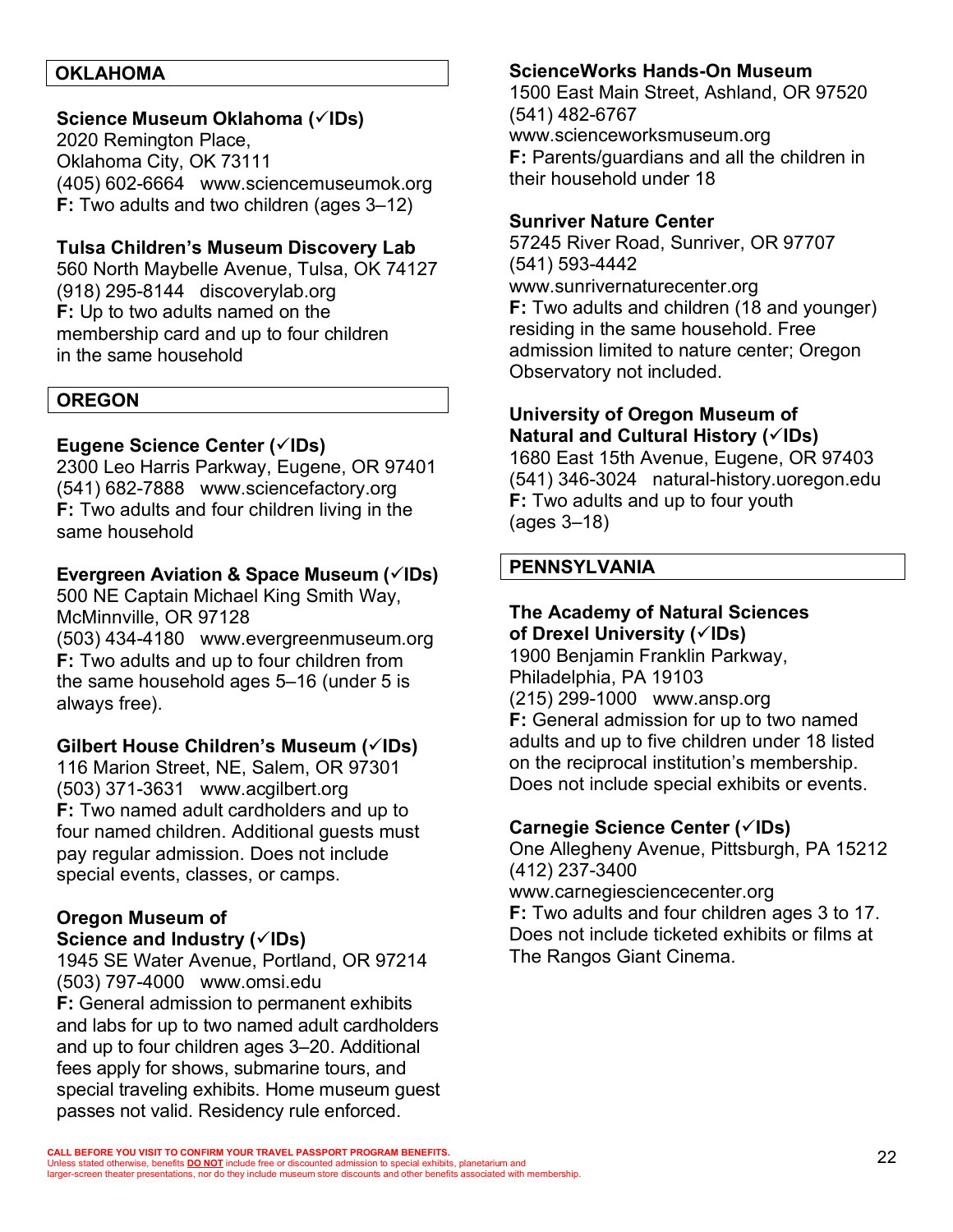## OKLAHOMA

**Science Museum Oklahoma (✓IDs)**
2020 Remington Place,
Oklahoma City, OK 73111
(405) 602-6664 www.sciencemuseumok.org
**F:** Two adults and two children (ages 3–12)

**Tulsa Children's Museum Discovery Lab**
560 North Maybelle Avenue, Tulsa, OK 74127
(918) 295-8144 discoverylab.org
**F:** Up to two adults named on the membership card and up to four children in the same household

## OREGON

**Eugene Science Center (✓IDs)**
2300 Leo Harris Parkway, Eugene, OR 97401
(541) 682-7888 www.sciencefactory.org
**F:** Two adults and four children living in the same household

**Evergreen Aviation & Space Museum (✓IDs)**
500 NE Captain Michael King Smith Way, McMinnville, OR 97128
(503) 434-4180 www.evergreenmuseum.org
**F:** Two adults and up to four children from the same household ages 5–16 (under 5 is always free).

**Gilbert House Children's Museum (✓IDs)**
116 Marion Street, NE, Salem, OR 97301
(503) 371-3631 www.acgilbert.org
**F:** Two named adult cardholders and up to four named children. Additional guests must pay regular admission. Does not include special events, classes, or camps.

**Oregon Museum of Science and Industry (✓IDs)**
1945 SE Water Avenue, Portland, OR 97214
(503) 797-4000 www.omsi.edu
**F:** General admission to permanent exhibits and labs for up to two named adult cardholders and up to four children ages 3–20. Additional fees apply for shows, submarine tours, and special traveling exhibits. Home museum guest passes not valid. Residency rule enforced.

**ScienceWorks Hands-On Museum**
1500 East Main Street, Ashland, OR 97520
(541) 482-6767
www.scienceworksmuseum.org
**F:** Parents/guardians and all the children in their household under 18

**Sunriver Nature Center**
57245 River Road, Sunriver, OR 97707
(541) 593-4442
www.sunrivernaturecenter.org
**F:** Two adults and children (18 and younger) residing in the same household. Free admission limited to nature center; Oregon Observatory not included.

**University of Oregon Museum of Natural and Cultural History (✓IDs)**
1680 East 15th Avenue, Eugene, OR 97403
(541) 346-3024 natural-history.uoregon.edu
**F:** Two adults and up to four youth (ages 3–18)

## PENNSYLVANIA

**The Academy of Natural Sciences of Drexel University (✓IDs)**
1900 Benjamin Franklin Parkway, Philadelphia, PA 19103
(215) 299-1000 www.ansp.org
**F:** General admission for up to two named adults and up to five children under 18 listed on the reciprocal institution's membership. Does not include special exhibits or events.

**Carnegie Science Center (✓IDs)**
One Allegheny Avenue, Pittsburgh, PA 15212
(412) 237-3400
www.carnegiesciencecenter.org
**F:** Two adults and four children ages 3 to 17. Does not include ticketed exhibits or films at The Rangos Giant Cinema.

**CALL BEFORE YOU VISIT TO CONFIRM YOUR TRAVEL PASSPORT PROGRAM BENEFITS.**
Unless stated otherwise, benefits **DO NOT** include free or discounted admission to special exhibits, planetarium and larger-screen theater presentations, nor do they include museum store discounts and other benefits associated with membership.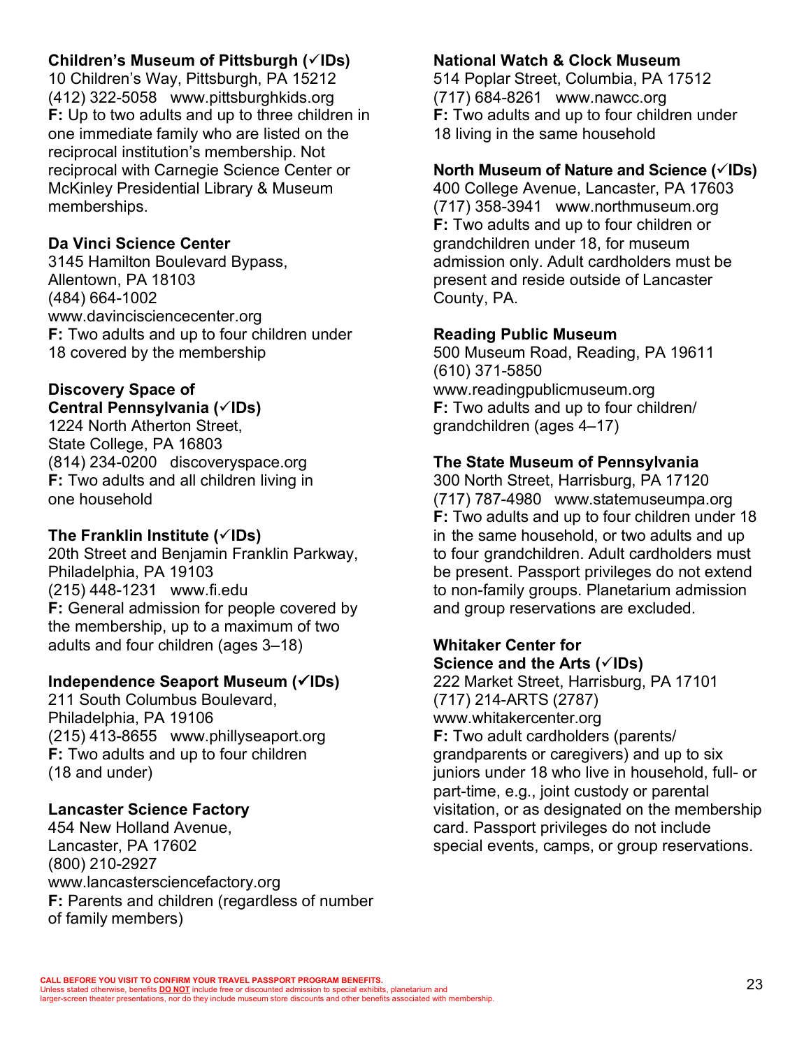**Children's Museum of Pittsburgh (✓IDs)**
10 Children's Way, Pittsburgh, PA 15212
(412) 322-5058   www.pittsburghkids.org
**F:** Up to two adults and up to three children in one immediate family who are listed on the reciprocal institution's membership. Not reciprocal with Carnegie Science Center or McKinley Presidential Library & Museum memberships.

**Da Vinci Science Center**
3145 Hamilton Boulevard Bypass,
Allentown, PA 18103
(484) 664-1002
www.davincisciencecenter.org
**F:** Two adults and up to four children under 18 covered by the membership

**Discovery Space of Central Pennsylvania (✓IDs)**
1224 North Atherton Street,
State College, PA 16803
(814) 234-0200   discoveryspace.org
**F:** Two adults and all children living in one household

**The Franklin Institute (✓IDs)**
20th Street and Benjamin Franklin Parkway,
Philadelphia, PA 19103
(215) 448-1231   www.fi.edu
**F:** General admission for people covered by the membership, up to a maximum of two adults and four children (ages 3–18)

**Independence Seaport Museum (✓IDs)**
211 South Columbus Boulevard,
Philadelphia, PA 19106
(215) 413-8655   www.phillyseaport.org
**F:** Two adults and up to four children (18 and under)

**Lancaster Science Factory**
454 New Holland Avenue,
Lancaster, PA 17602
(800) 210-2927
www.lancastersciencefactory.org
**F:** Parents and children (regardless of number of family members)

**National Watch & Clock Museum**
514 Poplar Street, Columbia, PA 17512
(717) 684-8261   www.nawcc.org
**F:** Two adults and up to four children under 18 living in the same household

**North Museum of Nature and Science (✓IDs)**
400 College Avenue, Lancaster, PA 17603
(717) 358-3941   www.northmuseum.org
**F:** Two adults and up to four children or grandchildren under 18, for museum admission only. Adult cardholders must be present and reside outside of Lancaster County, PA.

**Reading Public Museum**
500 Museum Road, Reading, PA 19611
(610) 371-5850
www.readingpublicmuseum.org
**F:** Two adults and up to four children/ grandchildren (ages 4–17)

**The State Museum of Pennsylvania**
300 North Street, Harrisburg, PA 17120
(717) 787-4980   www.statemuseumpa.org
**F:** Two adults and up to four children under 18 in the same household, or two adults and up to four grandchildren. Adult cardholders must be present. Passport privileges do not extend to non-family groups. Planetarium admission and group reservations are excluded.

**Whitaker Center for Science and the Arts (✓IDs)**
222 Market Street, Harrisburg, PA 17101
(717) 214-ARTS (2787)
www.whitakercenter.org
**F:** Two adult cardholders (parents/ grandparents or caregivers) and up to six juniors under 18 who live in household, full- or part-time, e.g., joint custody or parental visitation, or as designated on the membership card. Passport privileges do not include special events, camps, or group reservations.

**CALL BEFORE YOU VISIT TO CONFIRM YOUR TRAVEL PASSPORT PROGRAM BENEFITS.**
Unless stated otherwise, benefits **DO NOT** include free or discounted admission to special exhibits, planetarium and larger-screen theater presentations, nor do they include museum store discounts and other benefits associated with membership.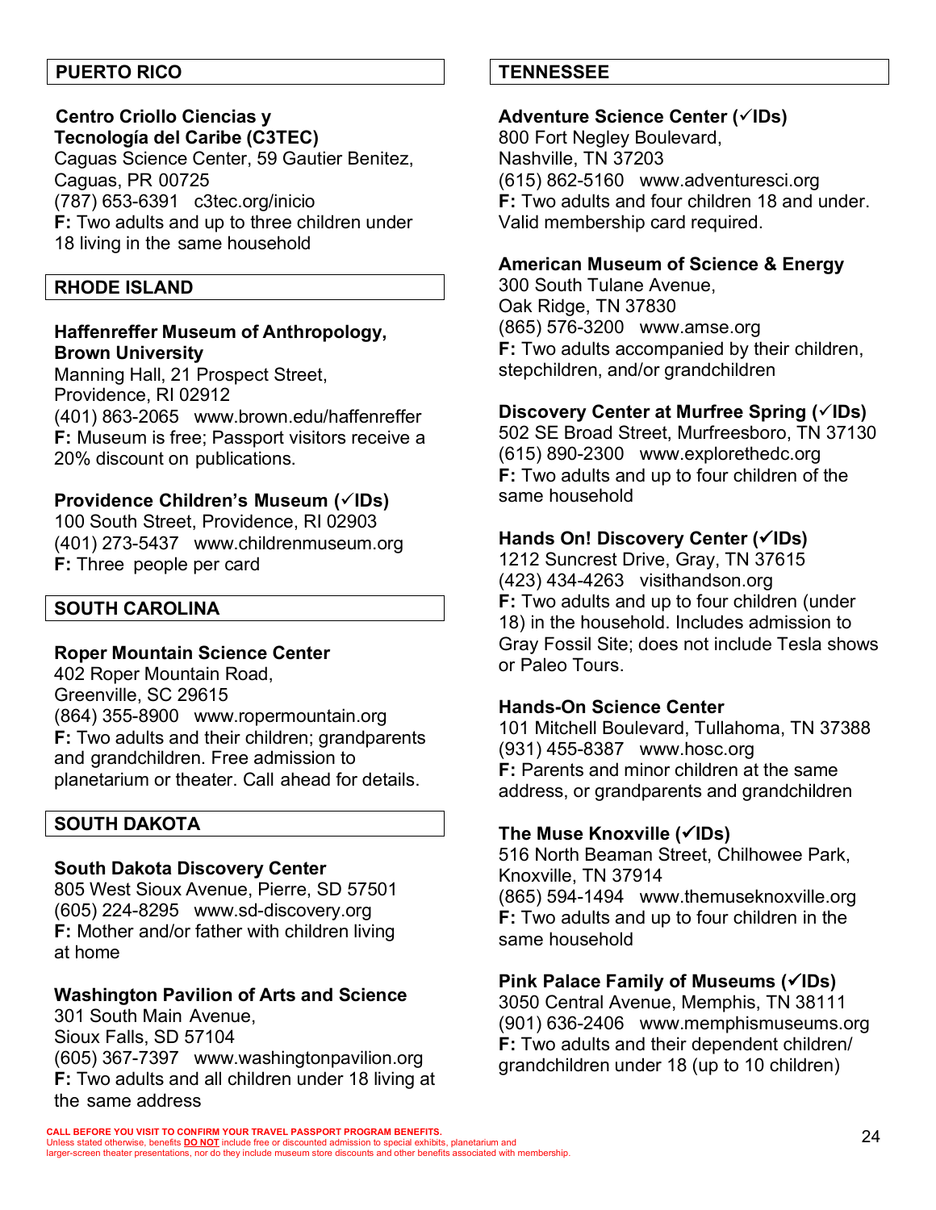## PUERTO RICO

**Centro Criollo Ciencias y Tecnología del Caribe (C3TEC)**
Caguas Science Center, 59 Gautier Benitez, Caguas, PR 00725
(787) 653-6391 c3tec.org/inicio
**F:** Two adults and up to three children under 18 living in the same household

## RHODE ISLAND

**Haffenreffer Museum of Anthropology, Brown University**
Manning Hall, 21 Prospect Street, Providence, RI 02912
(401) 863-2065 www.brown.edu/haffenreffer
**F:** Museum is free; Passport visitors receive a 20% discount on publications.

**Providence Children's Museum (✓IDs)**
100 South Street, Providence, RI 02903
(401) 273-5437 www.childrenmuseum.org
**F:** Three people per card

## SOUTH CAROLINA

**Roper Mountain Science Center**
402 Roper Mountain Road, Greenville, SC 29615
(864) 355-8900 www.ropermountain.org
**F:** Two adults and their children; grandparents and grandchildren. Free admission to planetarium or theater. Call ahead for details.

## SOUTH DAKOTA

**South Dakota Discovery Center**
805 West Sioux Avenue, Pierre, SD 57501
(605) 224-8295 www.sd-discovery.org
**F:** Mother and/or father with children living at home

**Washington Pavilion of Arts and Science**
301 South Main Avenue, Sioux Falls, SD 57104
(605) 367-7397 www.washingtonpavilion.org
**F:** Two adults and all children under 18 living at the same address

## TENNESSEE

**Adventure Science Center (✓IDs)**
800 Fort Negley Boulevard, Nashville, TN 37203
(615) 862-5160 www.adventuresci.org
**F:** Two adults and four children 18 and under. Valid membership card required.

**American Museum of Science & Energy**
300 South Tulane Avenue, Oak Ridge, TN 37830
(865) 576-3200 www.amse.org
**F:** Two adults accompanied by their children, stepchildren, and/or grandchildren

**Discovery Center at Murfree Spring (✓IDs)**
502 SE Broad Street, Murfreesboro, TN 37130
(615) 890-2300 www.explorethedc.org
**F:** Two adults and up to four children of the same household

**Hands On! Discovery Center (✓IDs)**
1212 Suncrest Drive, Gray, TN 37615
(423) 434-4263 visithandson.org
**F:** Two adults and up to four children (under 18) in the household. Includes admission to Gray Fossil Site; does not include Tesla shows or Paleo Tours.

**Hands-On Science Center**
101 Mitchell Boulevard, Tullahoma, TN 37388
(931) 455-8387 www.hosc.org
**F:** Parents and minor children at the same address, or grandparents and grandchildren

**The Muse Knoxville (✓IDs)**
516 North Beaman Street, Chilhowee Park, Knoxville, TN 37914
(865) 594-1494 www.themuseknoxville.org
**F:** Two adults and up to four children in the same household

**Pink Palace Family of Museums (✓IDs)**
3050 Central Avenue, Memphis, TN 38111
(901) 636-2406 www.memphismuseums.org
**F:** Two adults and their dependent children/ grandchildren under 18 (up to 10 children)

**CALL BEFORE YOU VISIT TO CONFIRM YOUR TRAVEL PASSPORT PROGRAM BENEFITS.**
Unless stated otherwise, benefits **DO NOT** include free or discounted admission to special exhibits, planetarium and larger-screen theater presentations, nor do they include museum store discounts and other benefits associated with membership.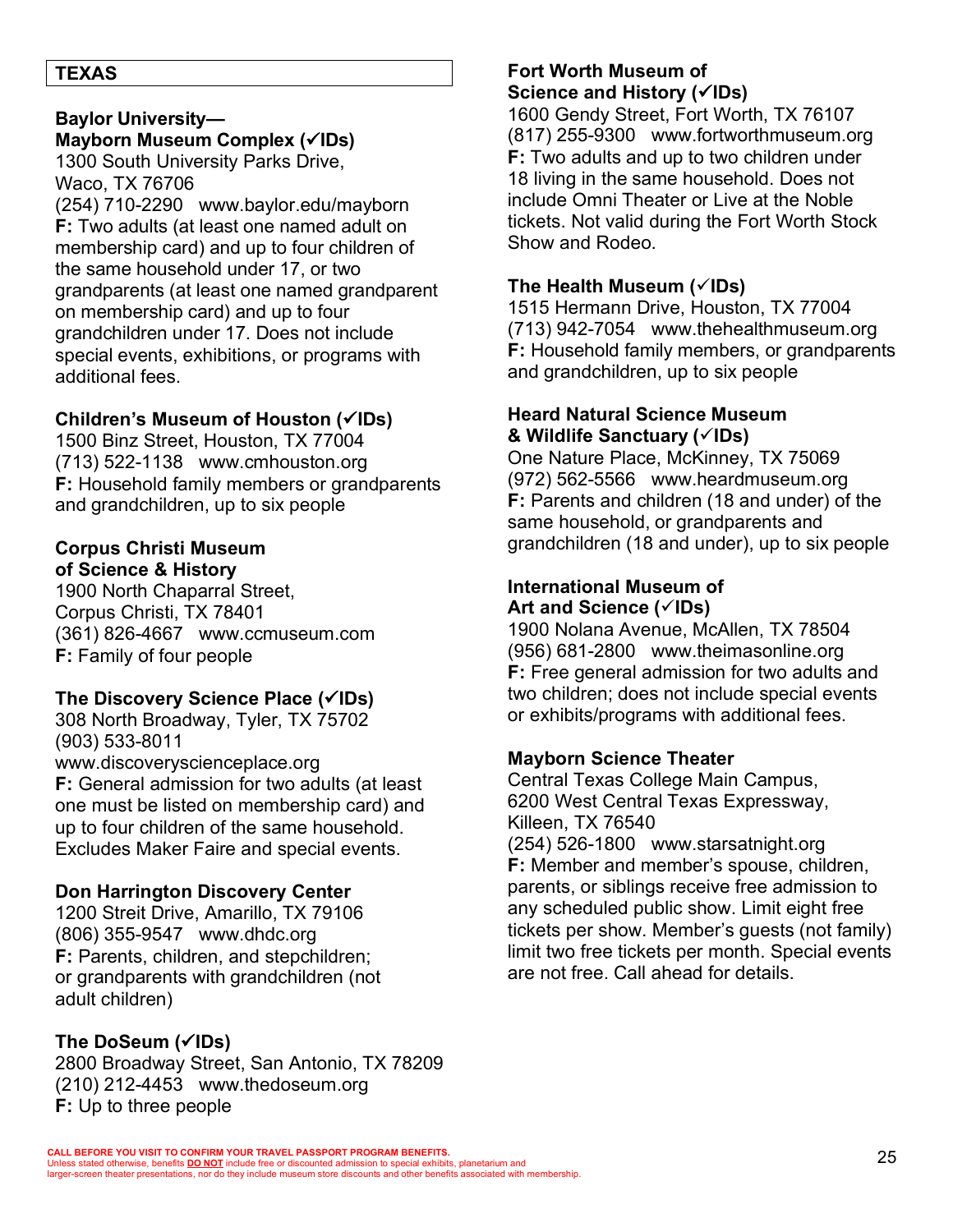## TEXAS

**Baylor University—**
**Mayborn Museum Complex (✓IDs)**
1300 South University Parks Drive,
Waco, TX 76706
(254) 710-2290   www.baylor.edu/mayborn
**F:** Two adults (at least one named adult on membership card) and up to four children of the same household under 17, or two grandparents (at least one named grandparent on membership card) and up to four grandchildren under 17. Does not include special events, exhibitions, or programs with additional fees.

**Children's Museum of Houston (✓IDs)**
1500 Binz Street, Houston, TX 77004
(713) 522-1138   www.cmhouston.org
**F:** Household family members or grandparents and grandchildren, up to six people

**Corpus Christi Museum of Science & History**
1900 North Chaparral Street,
Corpus Christi, TX 78401
(361) 826-4667   www.ccmuseum.com
**F:** Family of four people

**The Discovery Science Place (✓IDs)**
308 North Broadway, Tyler, TX 75702
(903) 533-8011
www.discoveryscienceplace.org
**F:** General admission for two adults (at least one must be listed on membership card) and up to four children of the same household. Excludes Maker Faire and special events.

**Don Harrington Discovery Center**
1200 Streit Drive, Amarillo, TX 79106
(806) 355-9547   www.dhdc.org
**F:** Parents, children, and stepchildren; or grandparents with grandchildren (not adult children)

**The DoSeum (✓IDs)**
2800 Broadway Street, San Antonio, TX 78209
(210) 212-4453   www.thedoseum.org
**F:** Up to three people

**Fort Worth Museum of Science and History (✓IDs)**
1600 Gendy Street, Fort Worth, TX 76107
(817) 255-9300   www.fortworthmuseum.org
**F:** Two adults and up to two children under 18 living in the same household. Does not include Omni Theater or Live at the Noble tickets. Not valid during the Fort Worth Stock Show and Rodeo.

**The Health Museum (✓IDs)**
1515 Hermann Drive, Houston, TX 77004
(713) 942-7054   www.thehealthmuseum.org
**F:** Household family members, or grandparents and grandchildren, up to six people

**Heard Natural Science Museum & Wildlife Sanctuary (✓IDs)**
One Nature Place, McKinney, TX 75069
(972) 562-5566   www.heardmuseum.org
**F:** Parents and children (18 and under) of the same household, or grandparents and grandchildren (18 and under), up to six people

**International Museum of Art and Science (✓IDs)**
1900 Nolana Avenue, McAllen, TX 78504
(956) 681-2800   www.theimasonline.org
**F:** Free general admission for two adults and two children; does not include special events or exhibits/programs with additional fees.

**Mayborn Science Theater**
Central Texas College Main Campus,
6200 West Central Texas Expressway,
Killeen, TX 76540
(254) 526-1800   www.starsatnight.org
**F:** Member and member's spouse, children, parents, or siblings receive free admission to any scheduled public show. Limit eight free tickets per show. Member's guests (not family) limit two free tickets per month. Special events are not free. Call ahead for details.

**CALL BEFORE YOU VISIT TO CONFIRM YOUR TRAVEL PASSPORT PROGRAM BENEFITS.**
Unless stated otherwise, benefits **DO NOT** include free or discounted admission to special exhibits, planetarium and larger-screen theater presentations, nor do they include museum store discounts and other benefits associated with membership.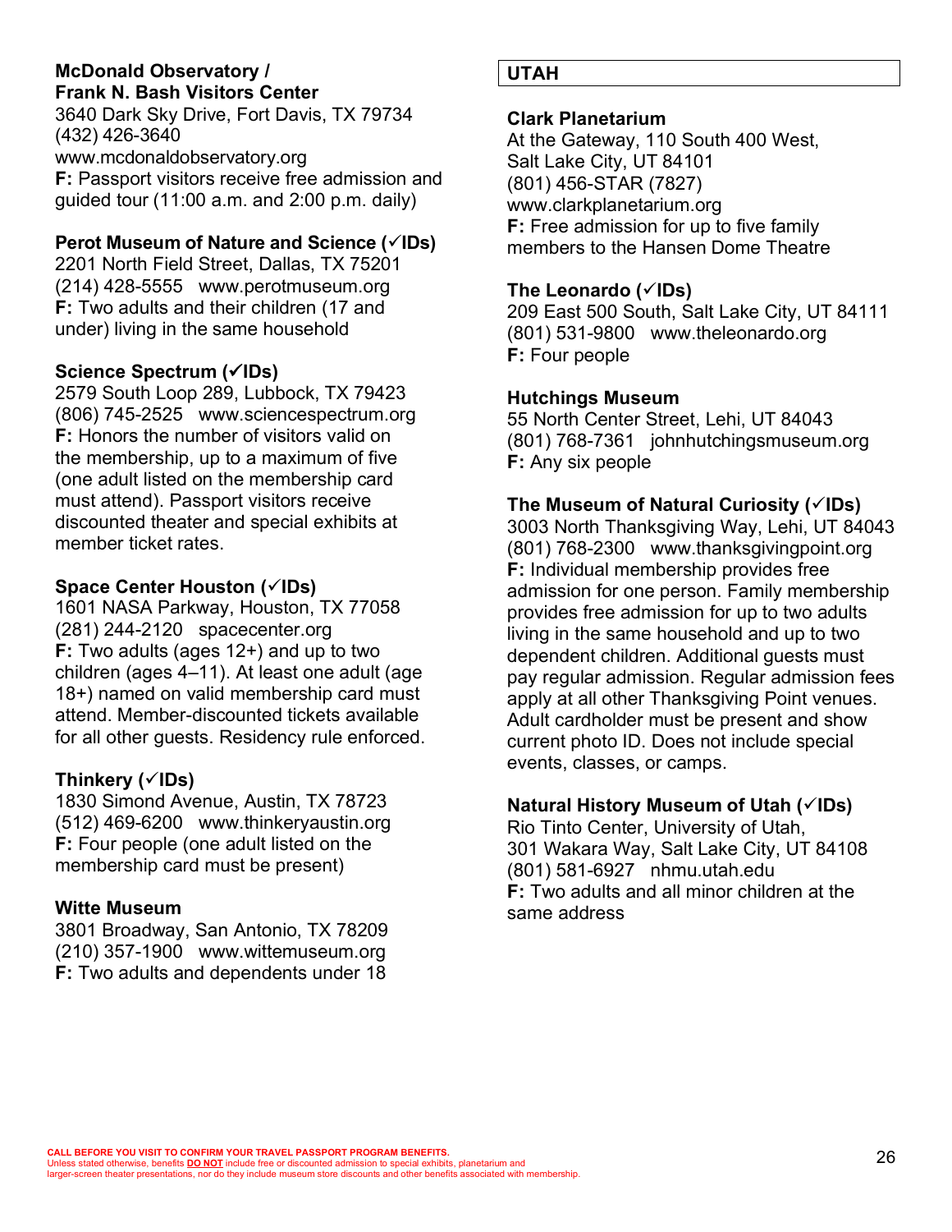**McDonald Observatory / Frank N. Bash Visitors Center**
3640 Dark Sky Drive, Fort Davis, TX 79734
(432) 426-3640
www.mcdonaldobservatory.org
**F:** Passport visitors receive free admission and guided tour (11:00 a.m. and 2:00 p.m. daily)

**Perot Museum of Nature and Science (✓IDs)**
2201 North Field Street, Dallas, TX 75201
(214) 428-5555   www.perotmuseum.org
**F:** Two adults and their children (17 and under) living in the same household

**Science Spectrum (✓IDs)**
2579 South Loop 289, Lubbock, TX 79423
(806) 745-2525   www.sciencespectrum.org
**F:** Honors the number of visitors valid on the membership, up to a maximum of five (one adult listed on the membership card must attend). Passport visitors receive discounted theater and special exhibits at member ticket rates.

**Space Center Houston (✓IDs)**
1601 NASA Parkway, Houston, TX 77058
(281) 244-2120   spacecenter.org
**F:** Two adults (ages 12+) and up to two children (ages 4–11). At least one adult (age 18+) named on valid membership card must attend. Member-discounted tickets available for all other guests. Residency rule enforced.

**Thinkery (✓IDs)**
1830 Simond Avenue, Austin, TX 78723
(512) 469-6200   www.thinkeryaustin.org
**F:** Four people (one adult listed on the membership card must be present)

**Witte Museum**
3801 Broadway, San Antonio, TX 78209
(210) 357-1900   www.wittemuseum.org
**F:** Two adults and dependents under 18

## UTAH

**Clark Planetarium**
At the Gateway, 110 South 400 West, Salt Lake City, UT 84101
(801) 456-STAR (7827)
www.clarkplanetarium.org
**F:** Free admission for up to five family members to the Hansen Dome Theatre

**The Leonardo (✓IDs)**
209 East 500 South, Salt Lake City, UT 84111
(801) 531-9800   www.theleonardo.org
**F:** Four people

**Hutchings Museum**
55 North Center Street, Lehi, UT 84043
(801) 768-7361   johnhutchingsmuseum.org
**F:** Any six people

**The Museum of Natural Curiosity (✓IDs)**
3003 North Thanksgiving Way, Lehi, UT 84043
(801) 768-2300   www.thanksgivingpoint.org
**F:** Individual membership provides free admission for one person. Family membership provides free admission for up to two adults living in the same household and up to two dependent children. Additional guests must pay regular admission. Regular admission fees apply at all other Thanksgiving Point venues. Adult cardholder must be present and show current photo ID. Does not include special events, classes, or camps.

**Natural History Museum of Utah (✓IDs)**
Rio Tinto Center, University of Utah, 301 Wakara Way, Salt Lake City, UT 84108
(801) 581-6927   nhmu.utah.edu
**F:** Two adults and all minor children at the same address

CALL BEFORE YOU VISIT TO CONFIRM YOUR TRAVEL PASSPORT PROGRAM BENEFITS.
Unless stated otherwise, benefits **DO NOT** include free or discounted admission to special exhibits, planetarium and larger-screen theater presentations, nor do they include museum store discounts and other benefits associated with membership.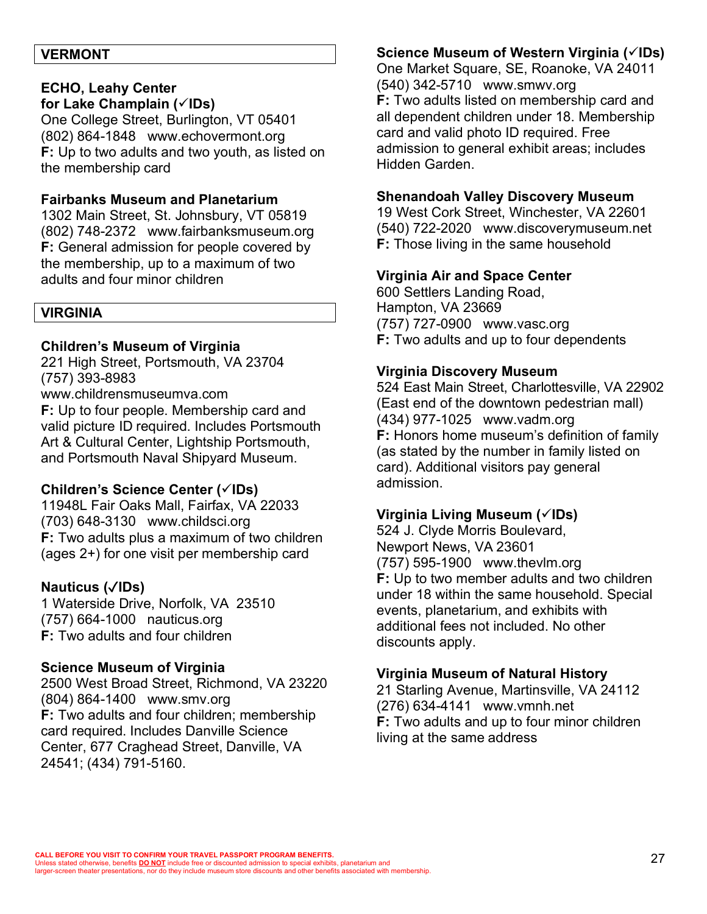## VERMONT

### ECHO, Leahy Center for Lake Champlain (✓IDs)

One College Street, Burlington, VT 05401
(802) 864-1848 www.echovermont.org
**F:** Up to two adults and two youth, as listed on the membership card

### Fairbanks Museum and Planetarium

1302 Main Street, St. Johnsbury, VT 05819
(802) 748-2372 www.fairbanksmuseum.org
**F:** General admission for people covered by the membership, up to a maximum of two adults and four minor children

## VIRGINIA

### Children's Museum of Virginia

221 High Street, Portsmouth, VA 23704
(757) 393-8983
www.childrensmuseumva.com
**F:** Up to four people. Membership card and valid picture ID required. Includes Portsmouth Art & Cultural Center, Lightship Portsmouth, and Portsmouth Naval Shipyard Museum.

### Children's Science Center (✓IDs)

11948L Fair Oaks Mall, Fairfax, VA 22033
(703) 648-3130 www.childsci.org
**F:** Two adults plus a maximum of two children (ages 2+) for one visit per membership card

### Nauticus (✓IDs)

1 Waterside Drive, Norfolk, VA 23510
(757) 664-1000 nauticus.org
**F:** Two adults and four children

### Science Museum of Virginia

2500 West Broad Street, Richmond, VA 23220
(804) 864-1400 www.smv.org
**F:** Two adults and four children; membership card required. Includes Danville Science Center, 677 Craghead Street, Danville, VA 24541; (434) 791-5160.

### Science Museum of Western Virginia (✓IDs)

One Market Square, SE, Roanoke, VA 24011
(540) 342-5710 www.smwv.org
**F:** Two adults listed on membership card and all dependent children under 18. Membership card and valid photo ID required. Free admission to general exhibit areas; includes Hidden Garden.

### Shenandoah Valley Discovery Museum

19 West Cork Street, Winchester, VA 22601
(540) 722-2020 www.discoverymuseum.net
**F:** Those living in the same household

### Virginia Air and Space Center

600 Settlers Landing Road,
Hampton, VA 23669
(757) 727-0900 www.vasc.org
**F:** Two adults and up to four dependents

### Virginia Discovery Museum

524 East Main Street, Charlottesville, VA 22902
(East end of the downtown pedestrian mall)
(434) 977-1025 www.vadm.org
**F:** Honors home museum's definition of family (as stated by the number in family listed on card). Additional visitors pay general admission.

### Virginia Living Museum (✓IDs)

524 J. Clyde Morris Boulevard,
Newport News, VA 23601
(757) 595-1900 www.thevlm.org
**F:** Up to two member adults and two children under 18 within the same household. Special events, planetarium, and exhibits with additional fees not included. No other discounts apply.

### Virginia Museum of Natural History

21 Starling Avenue, Martinsville, VA 24112
(276) 634-4141 www.vmnh.net
**F:** Two adults and up to four minor children living at the same address

**CALL BEFORE YOU VISIT TO CONFIRM YOUR TRAVEL PASSPORT PROGRAM BENEFITS.**
Unless stated otherwise, benefits **DO NOT** include free or discounted admission to special exhibits, planetarium and larger-screen theater presentations, nor do they include museum store discounts and other benefits associated with membership.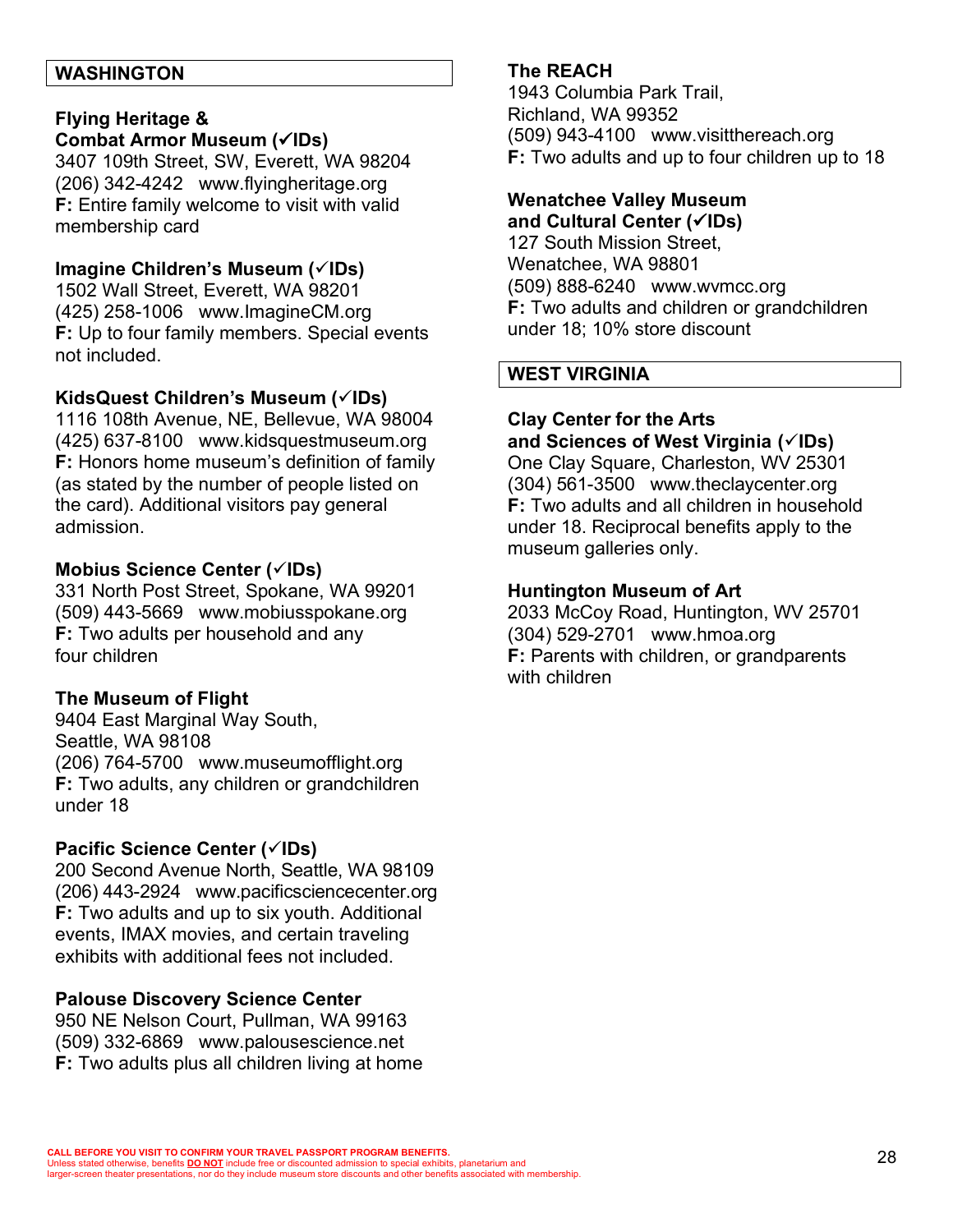## WASHINGTON

**Flying Heritage & Combat Armor Museum (✓IDs)**
3407 109th Street, SW, Everett, WA 98204
(206) 342-4242 www.flyingheritage.org
**F:** Entire family welcome to visit with valid membership card

**Imagine Children's Museum (✓IDs)**
1502 Wall Street, Everett, WA 98201
(425) 258-1006 www.ImagineCM.org
**F:** Up to four family members. Special events not included.

**KidsQuest Children's Museum (✓IDs)**
1116 108th Avenue, NE, Bellevue, WA 98004
(425) 637-8100 www.kidsquestmuseum.org
**F:** Honors home museum's definition of family (as stated by the number of people listed on the card). Additional visitors pay general admission.

**Mobius Science Center (✓IDs)**
331 North Post Street, Spokane, WA 99201
(509) 443-5669 www.mobiusspokane.org
**F:** Two adults per household and any four children

**The Museum of Flight**
9404 East Marginal Way South, Seattle, WA 98108
(206) 764-5700 www.museumofflight.org
**F:** Two adults, any children or grandchildren under 18

**Pacific Science Center (✓IDs)**
200 Second Avenue North, Seattle, WA 98109
(206) 443-2924 www.pacificsciencecenter.org
**F:** Two adults and up to six youth. Additional events, IMAX movies, and certain traveling exhibits with additional fees not included.

**Palouse Discovery Science Center**
950 NE Nelson Court, Pullman, WA 99163
(509) 332-6869 www.palousescience.net
**F:** Two adults plus all children living at home

**The REACH**
1943 Columbia Park Trail, Richland, WA 99352
(509) 943-4100 www.visitthereach.org
**F:** Two adults and up to four children up to 18

**Wenatchee Valley Museum and Cultural Center (✓IDs)**
127 South Mission Street, Wenatchee, WA 98801
(509) 888-6240 www.wvmcc.org
**F:** Two adults and children or grandchildren under 18; 10% store discount

## WEST VIRGINIA

**Clay Center for the Arts and Sciences of West Virginia (✓IDs)**
One Clay Square, Charleston, WV 25301
(304) 561-3500 www.theclaycenter.org
**F:** Two adults and all children in household under 18. Reciprocal benefits apply to the museum galleries only.

**Huntington Museum of Art**
2033 McCoy Road, Huntington, WV 25701
(304) 529-2701 www.hmoa.org
**F:** Parents with children, or grandparents with children

**CALL BEFORE YOU VISIT TO CONFIRM YOUR TRAVEL PASSPORT PROGRAM BENEFITS.**
Unless stated otherwise, benefits **DO NOT** include free or discounted admission to special exhibits, planetarium and larger-screen theater presentations, nor do they include museum store discounts and other benefits associated with membership.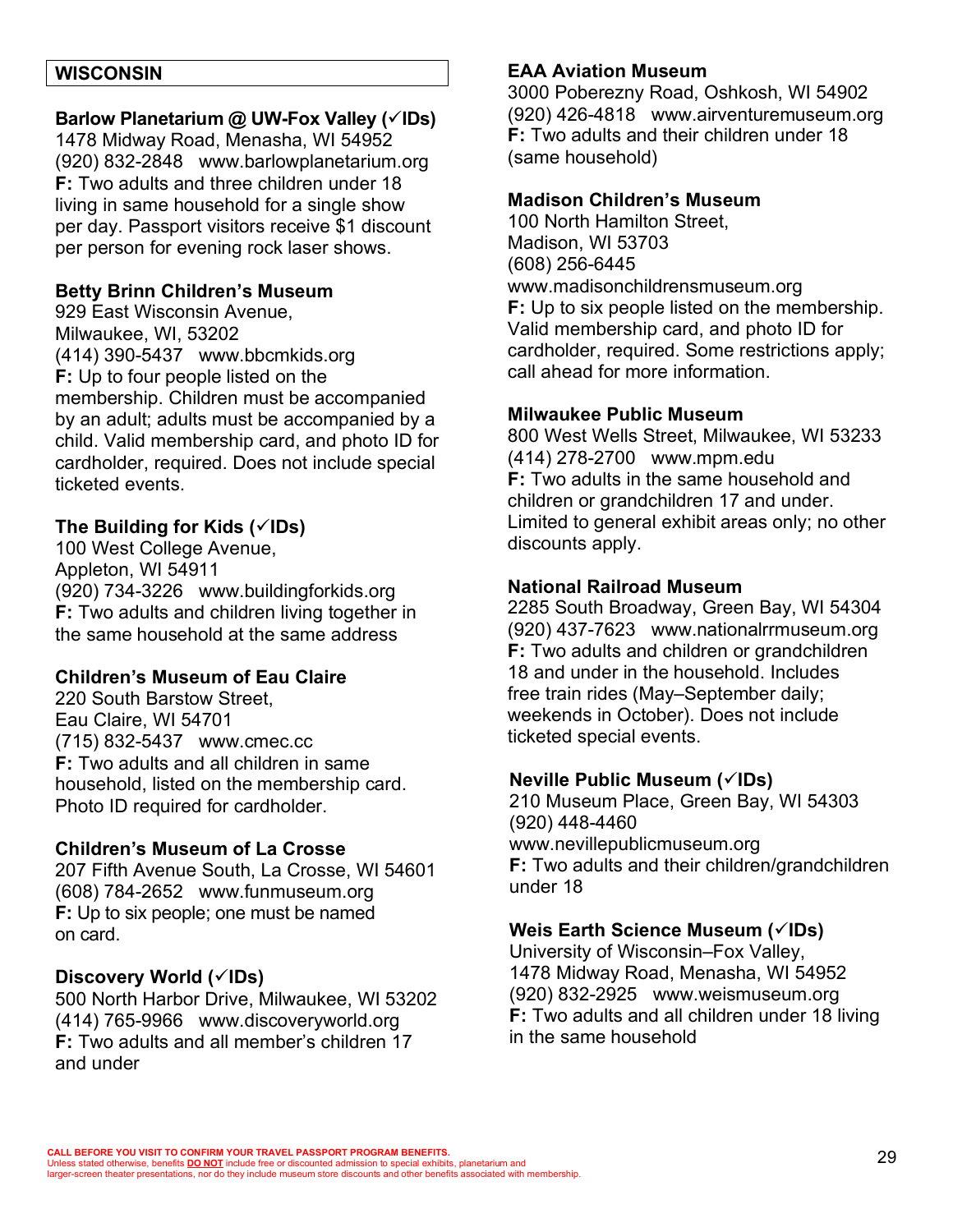## WISCONSIN

**Barlow Planetarium @ UW-Fox Valley (✓IDs)**
1478 Midway Road, Menasha, WI 54952
(920) 832-2848 www.barlowplanetarium.org
**F:** Two adults and three children under 18 living in same household for a single show per day. Passport visitors receive $1 discount per person for evening rock laser shows.

**Betty Brinn Children's Museum**
929 East Wisconsin Avenue,
Milwaukee, WI, 53202
(414) 390-5437 www.bbcmkids.org
**F:** Up to four people listed on the membership. Children must be accompanied by an adult; adults must be accompanied by a child. Valid membership card, and photo ID for cardholder, required. Does not include special ticketed events.

**The Building for Kids (✓IDs)**
100 West College Avenue,
Appleton, WI 54911
(920) 734-3226 www.buildingforkids.org
**F:** Two adults and children living together in the same household at the same address

**Children's Museum of Eau Claire**
220 South Barstow Street,
Eau Claire, WI 54701
(715) 832-5437 www.cmec.cc
**F:** Two adults and all children in same household, listed on the membership card. Photo ID required for cardholder.

**Children's Museum of La Crosse**
207 Fifth Avenue South, La Crosse, WI 54601
(608) 784-2652 www.funmuseum.org
**F:** Up to six people; one must be named on card.

**Discovery World (✓IDs)**
500 North Harbor Drive, Milwaukee, WI 53202
(414) 765-9966 www.discoveryworld.org
**F:** Two adults and all member's children 17 and under

**EAA Aviation Museum**
3000 Poberezny Road, Oshkosh, WI 54902
(920) 426-4818 www.airventuremuseum.org
**F:** Two adults and their children under 18 (same household)

**Madison Children's Museum**
100 North Hamilton Street,
Madison, WI 53703
(608) 256-6445
www.madisonchildrensmuseum.org
**F:** Up to six people listed on the membership. Valid membership card, and photo ID for cardholder, required. Some restrictions apply; call ahead for more information.

**Milwaukee Public Museum**
800 West Wells Street, Milwaukee, WI 53233
(414) 278-2700 www.mpm.edu
**F:** Two adults in the same household and children or grandchildren 17 and under. Limited to general exhibit areas only; no other discounts apply.

**National Railroad Museum**
2285 South Broadway, Green Bay, WI 54304
(920) 437-7623 www.nationalrrmuseum.org
**F:** Two adults and children or grandchildren 18 and under in the household. Includes free train rides (May–September daily; weekends in October). Does not include ticketed special events.

**Neville Public Museum (✓IDs)**
210 Museum Place, Green Bay, WI 54303
(920) 448-4460
www.nevillepublicmuseum.org
**F:** Two adults and their children/grandchildren under 18

**Weis Earth Science Museum (✓IDs)**
University of Wisconsin–Fox Valley,
1478 Midway Road, Menasha, WI 54952
(920) 832-2925 www.weismuseum.org
**F:** Two adults and all children under 18 living in the same household

**CALL BEFORE YOU VISIT TO CONFIRM YOUR TRAVEL PASSPORT PROGRAM BENEFITS.**
Unless stated otherwise, benefits **DO NOT** include free or discounted admission to special exhibits, planetarium and larger-screen theater presentations, nor do they include museum store discounts and other benefits associated with membership.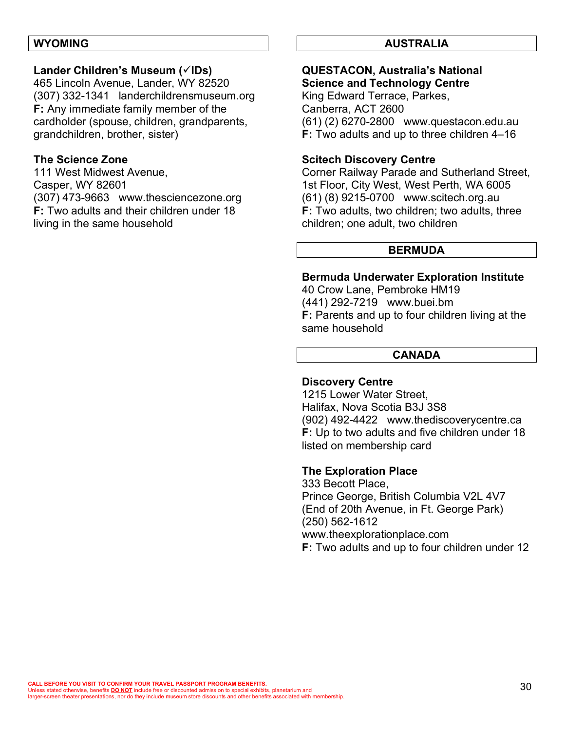## WYOMING

**Lander Children's Museum (✓IDs)**
465 Lincoln Avenue, Lander, WY 82520
(307) 332-1341 landerchildrensmuseum.org
**F:** Any immediate family member of the cardholder (spouse, children, grandparents, grandchildren, brother, sister)

**The Science Zone**
111 West Midwest Avenue,
Casper, WY 82601
(307) 473-9663 www.thesciencezone.org
**F:** Two adults and their children under 18 living in the same household

## AUSTRALIA

**QUESTACON, Australia's National Science and Technology Centre**
King Edward Terrace, Parkes,
Canberra, ACT 2600
(61) (2) 6270-2800 www.questacon.edu.au
**F:** Two adults and up to three children 4–16

**Scitech Discovery Centre**
Corner Railway Parade and Sutherland Street, 1st Floor, City West, West Perth, WA 6005
(61) (8) 9215-0700 www.scitech.org.au
**F:** Two adults, two children; two adults, three children; one adult, two children

## BERMUDA

**Bermuda Underwater Exploration Institute**
40 Crow Lane, Pembroke HM19
(441) 292-7219 www.buei.bm
**F:** Parents and up to four children living at the same household

## CANADA

**Discovery Centre**
1215 Lower Water Street,
Halifax, Nova Scotia B3J 3S8
(902) 492-4422 www.thediscoverycentre.ca
**F:** Up to two adults and five children under 18 listed on membership card

**The Exploration Place**
333 Becott Place,
Prince George, British Columbia V2L 4V7
(End of 20th Avenue, in Ft. George Park)
(250) 562-1612
www.theexplorationplace.com
**F:** Two adults and up to four children under 12

**CALL BEFORE YOU VISIT TO CONFIRM YOUR TRAVEL PASSPORT PROGRAM BENEFITS.**
Unless stated otherwise, benefits **DO NOT** include free or discounted admission to special exhibits, planetarium and larger-screen theater presentations, nor do they include museum store discounts and other benefits associated with membership.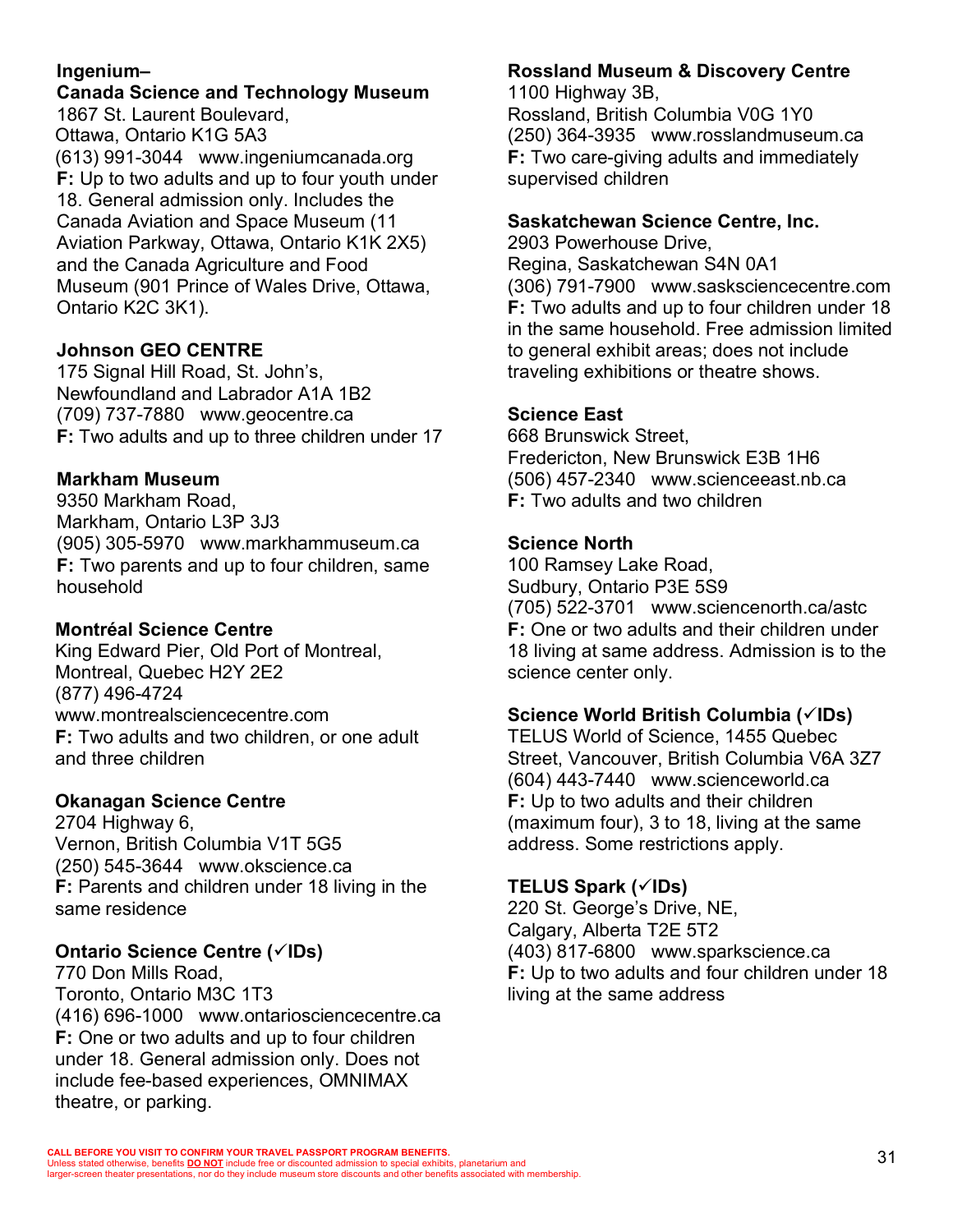**Ingenium–**
**Canada Science and Technology Museum**
1867 St. Laurent Boulevard,
Ottawa, Ontario K1G 5A3
(613) 991-3044 www.ingeniumcanada.org
**F:** Up to two adults and up to four youth under 18. General admission only. Includes the Canada Aviation and Space Museum (11 Aviation Parkway, Ottawa, Ontario K1K 2X5) and the Canada Agriculture and Food Museum (901 Prince of Wales Drive, Ottawa, Ontario K2C 3K1).

**Johnson GEO CENTRE**
175 Signal Hill Road, St. John's,
Newfoundland and Labrador A1A 1B2
(709) 737-7880 www.geocentre.ca
**F:** Two adults and up to three children under 17

**Markham Museum**
9350 Markham Road,
Markham, Ontario L3P 3J3
(905) 305-5970 www.markhammuseum.ca
**F:** Two parents and up to four children, same household

**Montréal Science Centre**
King Edward Pier, Old Port of Montreal,
Montreal, Quebec H2Y 2E2
(877) 496-4724
www.montrealsciencecentre.com
**F:** Two adults and two children, or one adult and three children

**Okanagan Science Centre**
2704 Highway 6,
Vernon, British Columbia V1T 5G5
(250) 545-3644 www.okscience.ca
**F:** Parents and children under 18 living in the same residence

**Ontario Science Centre (✓IDs)**
770 Don Mills Road,
Toronto, Ontario M3C 1T3
(416) 696-1000 www.ontariosciencecentre.ca
**F:** One or two adults and up to four children under 18. General admission only. Does not include fee-based experiences, OMNIMAX theatre, or parking.

**Rossland Museum & Discovery Centre**
1100 Highway 3B,
Rossland, British Columbia V0G 1Y0
(250) 364-3935 www.rosslandmuseum.ca
**F:** Two care-giving adults and immediately supervised children

**Saskatchewan Science Centre, Inc.**
2903 Powerhouse Drive,
Regina, Saskatchewan S4N 0A1
(306) 791-7900 www.sasksciencecentre.com
**F:** Two adults and up to four children under 18 in the same household. Free admission limited to general exhibit areas; does not include traveling exhibitions or theatre shows.

**Science East**
668 Brunswick Street,
Fredericton, New Brunswick E3B 1H6
(506) 457-2340 www.scienceeast.nb.ca
**F:** Two adults and two children

**Science North**
100 Ramsey Lake Road,
Sudbury, Ontario P3E 5S9
(705) 522-3701 www.sciencenorth.ca/astc
**F:** One or two adults and their children under 18 living at same address. Admission is to the science center only.

**Science World British Columbia (✓IDs)**
TELUS World of Science, 1455 Quebec Street, Vancouver, British Columbia V6A 3Z7
(604) 443-7440 www.scienceworld.ca
**F:** Up to two adults and their children (maximum four), 3 to 18, living at the same address. Some restrictions apply.

**TELUS Spark (✓IDs)**
220 St. George's Drive, NE,
Calgary, Alberta T2E 5T2
(403) 817-6800 www.sparkscience.ca
**F:** Up to two adults and four children under 18 living at the same address

**CALL BEFORE YOU VISIT TO CONFIRM YOUR TRAVEL PASSPORT PROGRAM BENEFITS.**
Unless stated otherwise, benefits **DO NOT** include free or discounted admission to special exhibits, planetarium and larger-screen theater presentations, nor do they include museum store discounts and other benefits associated with membership.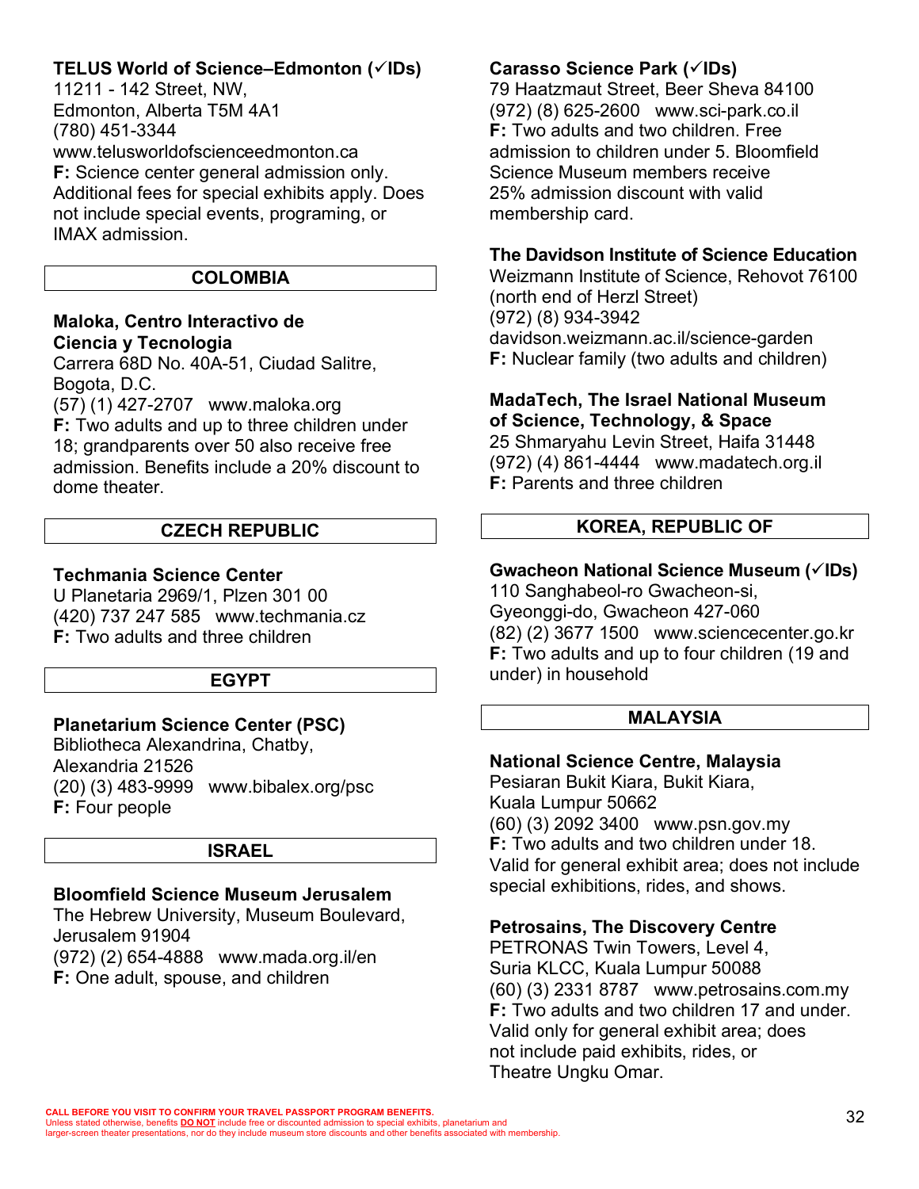**TELUS World of Science–Edmonton (✓IDs)**
11211 - 142 Street, NW,
Edmonton, Alberta T5M 4A1
(780) 451-3344
www.telusworldofscienceedmonton.ca
**F:** Science center general admission only. Additional fees for special exhibits apply. Does not include special events, programing, or IMAX admission.

## COLOMBIA

**Maloka, Centro Interactivo de Ciencia y Tecnologia**
Carrera 68D No. 40A-51, Ciudad Salitre, Bogota, D.C.
(57) (1) 427-2707 www.maloka.org
**F:** Two adults and up to three children under 18; grandparents over 50 also receive free admission. Benefits include a 20% discount to dome theater.

## CZECH REPUBLIC

**Techmania Science Center**
U Planetaria 2969/1, Plzen 301 00
(420) 737 247 585 www.techmania.cz
**F:** Two adults and three children

## EGYPT

**Planetarium Science Center (PSC)**
Bibliotheca Alexandrina, Chatby,
Alexandria 21526
(20) (3) 483-9999 www.bibalex.org/psc
**F:** Four people

## ISRAEL

**Bloomfield Science Museum Jerusalem**
The Hebrew University, Museum Boulevard,
Jerusalem 91904
(972) (2) 654-4888 www.mada.org.il/en
**F:** One adult, spouse, and children

**Carasso Science Park (✓IDs)**
79 Haatzmaut Street, Beer Sheva 84100
(972) (8) 625-2600 www.sci-park.co.il
**F:** Two adults and two children. Free admission to children under 5. Bloomfield Science Museum members receive 25% admission discount with valid membership card.

**The Davidson Institute of Science Education**
Weizmann Institute of Science, Rehovot 76100
(north end of Herzl Street)
(972) (8) 934-3942
davidson.weizmann.ac.il/science-garden
**F:** Nuclear family (two adults and children)

**MadaTech, The Israel National Museum of Science, Technology, & Space**
25 Shmaryahu Levin Street, Haifa 31448
(972) (4) 861-4444 www.madatech.org.il
**F:** Parents and three children

## KOREA, REPUBLIC OF

**Gwacheon National Science Museum (✓IDs)**
110 Sanghabeol-ro Gwacheon-si,
Gyeonggi-do, Gwacheon 427-060
(82) (2) 3677 1500 www.sciencecenter.go.kr
**F:** Two adults and up to four children (19 and under) in household

## MALAYSIA

**National Science Centre, Malaysia**
Pesiaran Bukit Kiara, Bukit Kiara,
Kuala Lumpur 50662
(60) (3) 2092 3400 www.psn.gov.my
**F:** Two adults and two children under 18. Valid for general exhibit area; does not include special exhibitions, rides, and shows.

**Petrosains, The Discovery Centre**
PETRONAS Twin Towers, Level 4,
Suria KLCC, Kuala Lumpur 50088
(60) (3) 2331 8787 www.petrosains.com.my
**F:** Two adults and two children 17 and under. Valid only for general exhibit area; does not include paid exhibits, rides, or Theatre Ungku Omar.

**CALL BEFORE YOU VISIT TO CONFIRM YOUR TRAVEL PASSPORT PROGRAM BENEFITS.**
Unless stated otherwise, benefits **DO NOT** include free or discounted admission to special exhibits, planetarium and larger-screen theater presentations, nor do they include museum store discounts and other benefits associated with membership.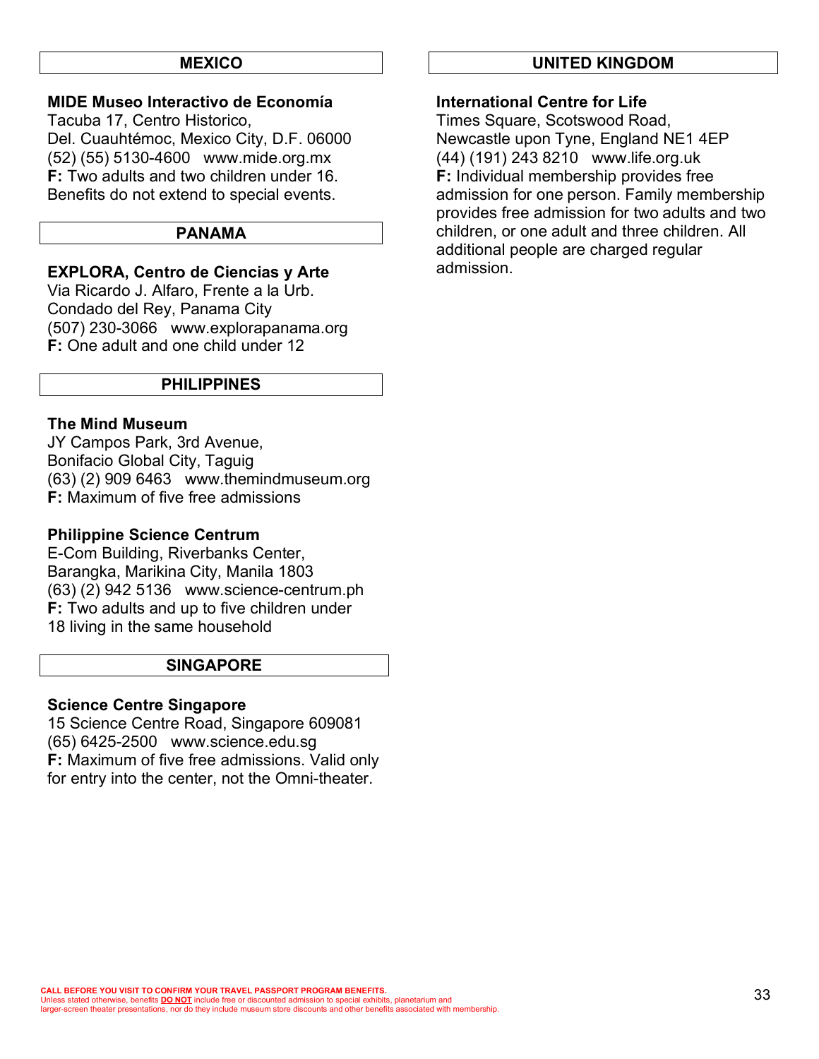## MEXICO

**MIDE Museo Interactivo de Economía**
Tacuba 17, Centro Historico,
Del. Cuauhtémoc, Mexico City, D.F. 06000
(52) (55) 5130-4600   www.mide.org.mx
**F:** Two adults and two children under 16. Benefits do not extend to special events.

## PANAMA

**EXPLORA, Centro de Ciencias y Arte**
Via Ricardo J. Alfaro, Frente a la Urb. Condado del Rey, Panama City
(507) 230-3066   www.explorapanama.org
**F:** One adult and one child under 12

## PHILIPPINES

**The Mind Museum**
JY Campos Park, 3rd Avenue,
Bonifacio Global City, Taguig
(63) (2) 909 6463   www.themindmuseum.org
**F:** Maximum of five free admissions

**Philippine Science Centrum**
E-Com Building, Riverbanks Center,
Barangka, Marikina City, Manila 1803
(63) (2) 942 5136   www.science-centrum.ph
**F:** Two adults and up to five children under 18 living in the same household

## SINGAPORE

**Science Centre Singapore**
15 Science Centre Road, Singapore 609081
(65) 6425-2500   www.science.edu.sg
**F:** Maximum of five free admissions. Valid only for entry into the center, not the Omni-theater.

## UNITED KINGDOM

**International Centre for Life**
Times Square, Scotswood Road,
Newcastle upon Tyne, England NE1 4EP
(44) (191) 243 8210   www.life.org.uk
**F:** Individual membership provides free admission for one person. Family membership provides free admission for two adults and two children, or one adult and three children. All additional people are charged regular admission.

**CALL BEFORE YOU VISIT TO CONFIRM YOUR TRAVEL PASSPORT PROGRAM BENEFITS.**
Unless stated otherwise, benefits **DO NOT** include free or discounted admission to special exhibits, planetarium and larger-screen theater presentations, nor do they include museum store discounts and other benefits associated with membership.